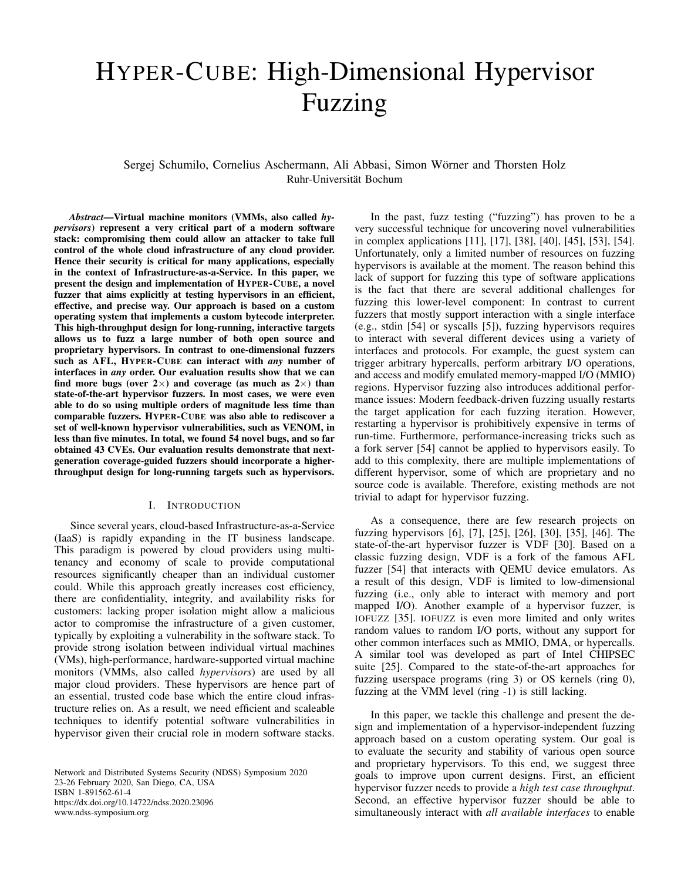# HYPER-CUBE: High-Dimensional Hypervisor Fuzzing

Sergej Schumilo, Cornelius Aschermann, Ali Abbasi, Simon Wörner and Thorsten Holz
Ruhr-Universität Bochum

***Abstract*—Virtual machine monitors (VMMs, also called *hypervisors*) represent a very critical part of a modern software stack: compromising them could allow an attacker to take full control of the whole cloud infrastructure of any cloud provider. Hence their security is critical for many applications, especially in the context of Infrastructure-as-a-Service. In this paper, we present the design and implementation of HYPER-CUBE, a novel fuzzer that aims explicitly at testing hypervisors in an efficient, effective, and precise way. Our approach is based on a custom operating system that implements a custom bytecode interpreter. This high-throughput design for long-running, interactive targets allows us to fuzz a large number of both open source and proprietary hypervisors. In contrast to one-dimensional fuzzers such as AFL, HYPER-CUBE can interact with *any* number of interfaces in *any* order. Our evaluation results show that we can find more bugs (over 2×) and coverage (as much as 2×) than state-of-the-art hypervisor fuzzers. In most cases, we were even able to do so using multiple orders of magnitude less time than comparable fuzzers. HYPER-CUBE was also able to rediscover a set of well-known hypervisor vulnerabilities, such as VENOM, in less than five minutes. In total, we found 54 novel bugs, and so far obtained 43 CVEs. Our evaluation results demonstrate that next-generation coverage-guided fuzzers should incorporate a higher-throughput design for long-running targets such as hypervisors.**

## I. INTRODUCTION

Since several years, cloud-based Infrastructure-as-a-Service (IaaS) is rapidly expanding in the IT business landscape. This paradigm is powered by cloud providers using multi-tenancy and economy of scale to provide computational resources significantly cheaper than an individual customer could. While this approach greatly increases cost efficiency, there are confidentiality, integrity, and availability risks for customers: lacking proper isolation might allow a malicious actor to compromise the infrastructure of a given customer, typically by exploiting a vulnerability in the software stack. To provide strong isolation between individual virtual machines (VMs), high-performance, hardware-supported virtual machine monitors (VMMs, also called *hypervisors*) are used by all major cloud providers. These hypervisors are hence part of an essential, trusted code base which the entire cloud infrastructure relies on. As a result, we need efficient and scaleable techniques to identify potential software vulnerabilities in hypervisor given their crucial role in modern software stacks.

Network and Distributed Systems Security (NDSS) Symposium 2020
23-26 February 2020, San Diego, CA, USA
ISBN 1-891562-61-4
https://dx.doi.org/10.14722/ndss.2020.23096
www.ndss-symposium.org

In the past, fuzz testing ("fuzzing") has proven to be a very successful technique for uncovering novel vulnerabilities in complex applications [11], [17], [38], [40], [45], [53], [54]. Unfortunately, only a limited number of resources on fuzzing hypervisors is available at the moment. The reason behind this lack of support for fuzzing this type of software applications is the fact that there are several additional challenges for fuzzing this lower-level component: In contrast to current fuzzers that mostly support interaction with a single interface (e.g., stdin [54] or syscalls [5]), fuzzing hypervisors requires to interact with several different devices using a variety of interfaces and protocols. For example, the guest system can trigger arbitrary hypercalls, perform arbitrary I/O operations, and access and modify emulated memory-mapped I/O (MMIO) regions. Hypervisor fuzzing also introduces additional performance issues: Modern feedback-driven fuzzing usually restarts the target application for each fuzzing iteration. However, restarting a hypervisor is prohibitively expensive in terms of run-time. Furthermore, performance-increasing tricks such as a fork server [54] cannot be applied to hypervisors easily. To add to this complexity, there are multiple implementations of different hypervisor, some of which are proprietary and no source code is available. Therefore, existing methods are not trivial to adapt for hypervisor fuzzing.

As a consequence, there are few research projects on fuzzing hypervisors [6], [7], [25], [26], [30], [35], [46]. The state-of-the-art hypervisor fuzzer is VDF [30]. Based on a classic fuzzing design, VDF is a fork of the famous AFL fuzzer [54] that interacts with QEMU device emulators. As a result of this design, VDF is limited to low-dimensional fuzzing (i.e., only able to interact with memory and port mapped I/O). Another example of a hypervisor fuzzer, is IOFUZZ [35]. IOFUZZ is even more limited and only writes random values to random I/O ports, without any support for other common interfaces such as MMIO, DMA, or hypercalls. A similar tool was developed as part of Intel CHIPSEC suite [25]. Compared to the state-of-the-art approaches for fuzzing userspace programs (ring 3) or OS kernels (ring 0), fuzzing at the VMM level (ring -1) is still lacking.

In this paper, we tackle this challenge and present the design and implementation of a hypervisor-independent fuzzing approach based on a custom operating system. Our goal is to evaluate the security and stability of various open source and proprietary hypervisors. To this end, we suggest three goals to improve upon current designs. First, an efficient hypervisor fuzzer needs to provide a *high test case throughput*. Second, an effective hypervisor fuzzer should be able to simultaneously interact with *all available interfaces* to enable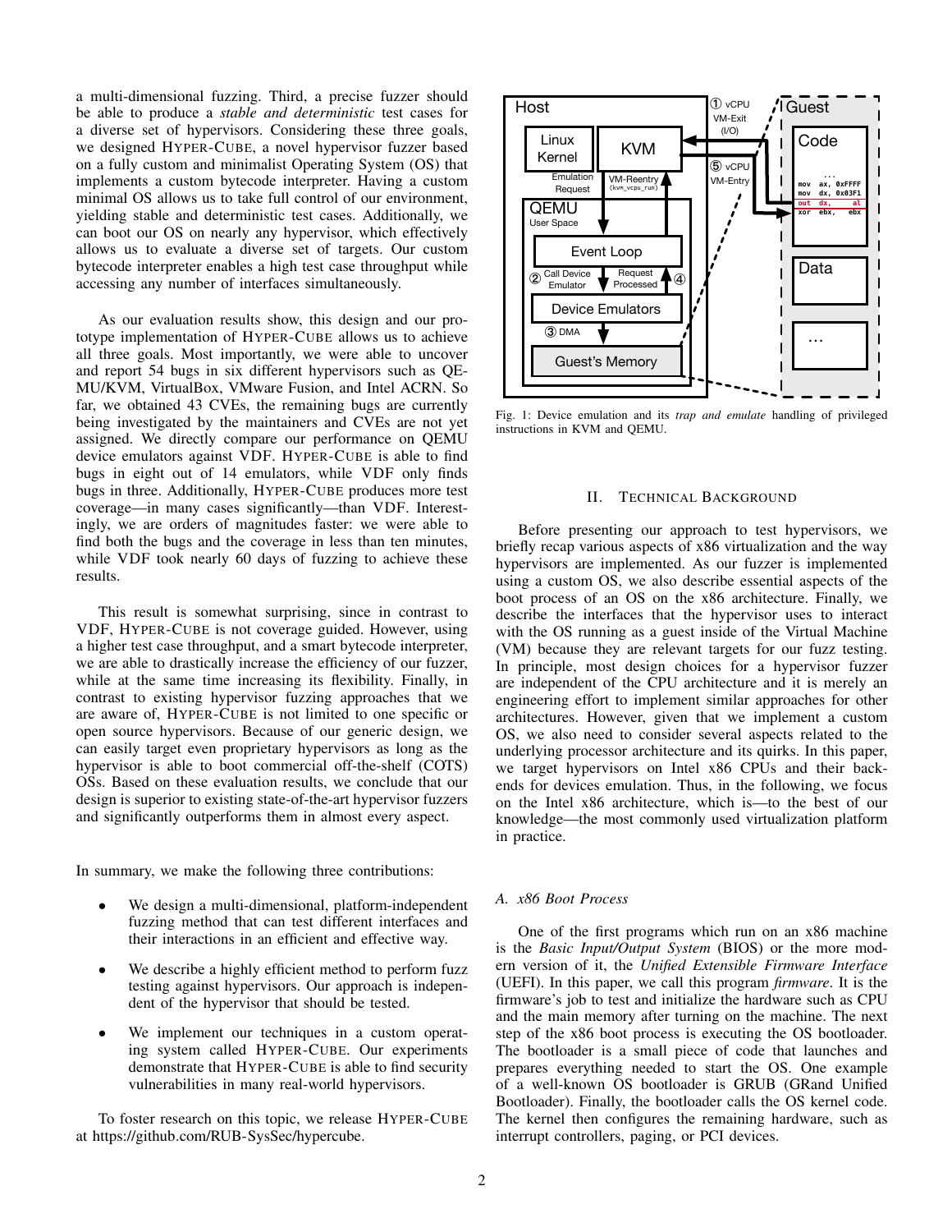a multi-dimensional fuzzing. Third, a precise fuzzer should be able to produce a *stable and deterministic* test cases for a diverse set of hypervisors. Considering these three goals, we designed HYPER-CUBE, a novel hypervisor fuzzer based on a fully custom and minimalist Operating System (OS) that implements a custom bytecode interpreter. Having a custom minimal OS allows us to take full control of our environment, yielding stable and deterministic test cases. Additionally, we can boot our OS on nearly any hypervisor, which effectively allows us to evaluate a diverse set of targets. Our custom bytecode interpreter enables a high test case throughput while accessing any number of interfaces simultaneously.

As our evaluation results show, this design and our prototype implementation of HYPER-CUBE allows us to achieve all three goals. Most importantly, we were able to uncover and report 54 bugs in six different hypervisors such as QEMU/KVM, VirtualBox, VMware Fusion, and Intel ACRN. So far, we obtained 43 CVEs, the remaining bugs are currently being investigated by the maintainers and CVEs are not yet assigned. We directly compare our performance on QEMU device emulators against VDF. HYPER-CUBE is able to find bugs in eight out of 14 emulators, while VDF only finds bugs in three. Additionally, HYPER-CUBE produces more test coverage—in many cases significantly—than VDF. Interestingly, we are orders of magnitudes faster: we were able to find both the bugs and the coverage in less than ten minutes, while VDF took nearly 60 days of fuzzing to achieve these results.

This result is somewhat surprising, since in contrast to VDF, HYPER-CUBE is not coverage guided. However, using a higher test case throughput, and a smart bytecode interpreter, we are able to drastically increase the efficiency of our fuzzer, while at the same time increasing its flexibility. Finally, in contrast to existing hypervisor fuzzing approaches that we are aware of, HYPER-CUBE is not limited to one specific or open source hypervisors. Because of our generic design, we can easily target even proprietary hypervisors as long as the hypervisor is able to boot commercial off-the-shelf (COTS) OSs. Based on these evaluation results, we conclude that our design is superior to existing state-of-the-art hypervisor fuzzers and significantly outperforms them in almost every aspect.

In summary, we make the following three contributions:

- We design a multi-dimensional, platform-independent fuzzing method that can test different interfaces and their interactions in an efficient and effective way.
- We describe a highly efficient method to perform fuzz testing against hypervisors. Our approach is independent of the hypervisor that should be tested.
- We implement our techniques in a custom operating system called HYPER-CUBE. Our experiments demonstrate that HYPER-CUBE is able to find security vulnerabilities in many real-world hypervisors.

To foster research on this topic, we release HYPER-CUBE at https://github.com/RUB-SysSec/hypercube.

Fig. 1: Device emulation and its *trap and emulate* handling of privileged instructions in KVM and QEMU.

## II. TECHNICAL BACKGROUND

Before presenting our approach to test hypervisors, we briefly recap various aspects of x86 virtualization and the way hypervisors are implemented. As our fuzzer is implemented using a custom OS, we also describe essential aspects of the boot process of an OS on the x86 architecture. Finally, we describe the interfaces that the hypervisor uses to interact with the OS running as a guest inside of the Virtual Machine (VM) because they are relevant targets for our fuzz testing. In principle, most design choices for a hypervisor fuzzer are independent of the CPU architecture and it is merely an engineering effort to implement similar approaches for other architectures. However, given that we implement a custom OS, we also need to consider several aspects related to the underlying processor architecture and its quirks. In this paper, we target hypervisors on Intel x86 CPUs and their backends for devices emulation. Thus, in the following, we focus on the Intel x86 architecture, which is—to the best of our knowledge—the most commonly used virtualization platform in practice.

### A. x86 Boot Process

One of the first programs which run on an x86 machine is the *Basic Input/Output System* (BIOS) or the more modern version of it, the *Unified Extensible Firmware Interface* (UEFI). In this paper, we call this program *firmware*. It is the firmware's job to test and initialize the hardware such as CPU and the main memory after turning on the machine. The next step of the x86 boot process is executing the OS bootloader. The bootloader is a small piece of code that launches and prepares everything needed to start the OS. One example of a well-known OS bootloader is GRUB (GRand Unified Bootloader). Finally, the bootloader calls the OS kernel code. The kernel then configures the remaining hardware, such as interrupt controllers, paging, or PCI devices.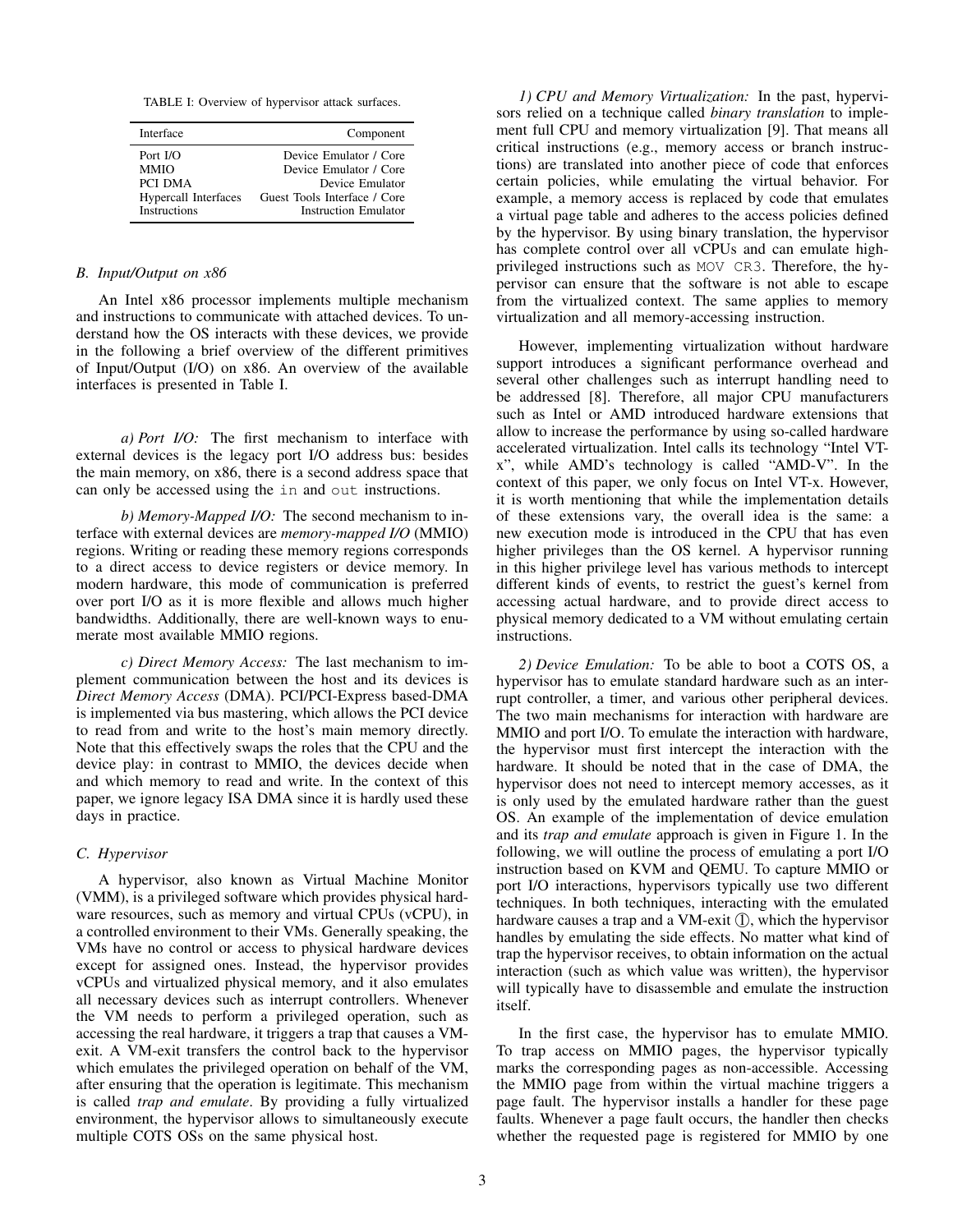TABLE I: Overview of hypervisor attack surfaces.

| Interface | Component |
|---|---|
| Port I/O | Device Emulator / Core |
| MMIO | Device Emulator / Core |
| PCI DMA | Device Emulator |
| Hypercall Interfaces | Guest Tools Interface / Core |
| Instructions | Instruction Emulator |

### B. Input/Output on x86

An Intel x86 processor implements multiple mechanism and instructions to communicate with attached devices. To understand how the OS interacts with these devices, we provide in the following a brief overview of the different primitives of Input/Output (I/O) on x86. An overview of the available interfaces is presented in Table I.

*a) Port I/O:* The first mechanism to interface with external devices is the legacy port I/O address bus: besides the main memory, on x86, there is a second address space that can only be accessed using the `in` and `out` instructions.

*b) Memory-Mapped I/O:* The second mechanism to interface with external devices are *memory-mapped I/O* (MMIO) regions. Writing or reading these memory regions corresponds to a direct access to device registers or device memory. In modern hardware, this mode of communication is preferred over port I/O as it is more flexible and allows much higher bandwidths. Additionally, there are well-known ways to enumerate most available MMIO regions.

*c) Direct Memory Access:* The last mechanism to implement communication between the host and its devices is *Direct Memory Access* (DMA). PCI/PCI-Express based-DMA is implemented via bus mastering, which allows the PCI device to read from and write to the host's main memory directly. Note that this effectively swaps the roles that the CPU and the device play: in contrast to MMIO, the devices decide when and which memory to read and write. In the context of this paper, we ignore legacy ISA DMA since it is hardly used these days in practice.

### C. Hypervisor

A hypervisor, also known as Virtual Machine Monitor (VMM), is a privileged software which provides physical hardware resources, such as memory and virtual CPUs (vCPU), in a controlled environment to their VMs. Generally speaking, the VMs have no control or access to physical hardware devices except for assigned ones. Instead, the hypervisor provides vCPUs and virtualized physical memory, and it also emulates all necessary devices such as interrupt controllers. Whenever the VM needs to perform a privileged operation, such as accessing the real hardware, it triggers a trap that causes a VM-exit. A VM-exit transfers the control back to the hypervisor which emulates the privileged operation on behalf of the VM, after ensuring that the operation is legitimate. This mechanism is called *trap and emulate*. By providing a fully virtualized environment, the hypervisor allows to simultaneously execute multiple COTS OSs on the same physical host.

*1) CPU and Memory Virtualization:* In the past, hypervisors relied on a technique called *binary translation* to implement full CPU and memory virtualization [9]. That means all critical instructions (e.g., memory access or branch instructions) are translated into another piece of code that enforces certain policies, while emulating the virtual behavior. For example, a memory access is replaced by code that emulates a virtual page table and adheres to the access policies defined by the hypervisor. By using binary translation, the hypervisor has complete control over all vCPUs and can emulate high-privileged instructions such as `MOV CR3`. Therefore, the hypervisor can ensure that the software is not able to escape from the virtualized context. The same applies to memory virtualization and all memory-accessing instruction.

However, implementing virtualization without hardware support introduces a significant performance overhead and several other challenges such as interrupt handling need to be addressed [8]. Therefore, all major CPU manufacturers such as Intel or AMD introduced hardware extensions that allow to increase the performance by using so-called hardware accelerated virtualization. Intel calls its technology "Intel VT-x", while AMD's technology is called "AMD-V". In the context of this paper, we only focus on Intel VT-x. However, it is worth mentioning that while the implementation details of these extensions vary, the overall idea is the same: a new execution mode is introduced in the CPU that has even higher privileges than the OS kernel. A hypervisor running in this higher privilege level has various methods to intercept different kinds of events, to restrict the guest's kernel from accessing actual hardware, and to provide direct access to physical memory dedicated to a VM without emulating certain instructions.

*2) Device Emulation:* To be able to boot a COTS OS, a hypervisor has to emulate standard hardware such as an interrupt controller, a timer, and various other peripheral devices. The two main mechanisms for interaction with hardware are MMIO and port I/O. To emulate the interaction with hardware, the hypervisor must first intercept the interaction with the hardware. It should be noted that in the case of DMA, the hypervisor does not need to intercept memory accesses, as it is only used by the emulated hardware rather than the guest OS. An example of the implementation of device emulation and its *trap and emulate* approach is given in Figure 1. In the following, we will outline the process of emulating a port I/O instruction based on KVM and QEMU. To capture MMIO or port I/O interactions, hypervisors typically use two different techniques. In both techniques, interacting with the emulated hardware causes a trap and a VM-exit ①, which the hypervisor handles by emulating the side effects. No matter what kind of trap the hypervisor receives, to obtain information on the actual interaction (such as which value was written), the hypervisor will typically have to disassemble and emulate the instruction itself.

In the first case, the hypervisor has to emulate MMIO. To trap access on MMIO pages, the hypervisor typically marks the corresponding pages as non-accessible. Accessing the MMIO page from within the virtual machine triggers a page fault. The hypervisor installs a handler for these page faults. Whenever a page fault occurs, the handler then checks whether the requested page is registered for MMIO by one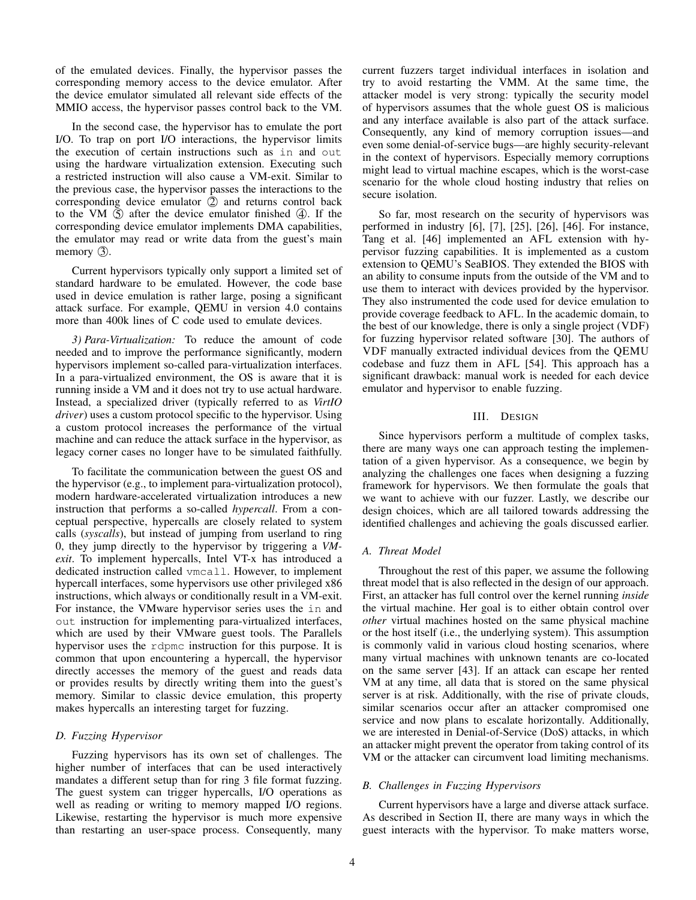of the emulated devices. Finally, the hypervisor passes the corresponding memory access to the device emulator. After the device emulator simulated all relevant side effects of the MMIO access, the hypervisor passes control back to the VM.

In the second case, the hypervisor has to emulate the port I/O. To trap on port I/O interactions, the hypervisor limits the execution of certain instructions such as `in` and `out` using the hardware virtualization extension. Executing such a restricted instruction will also cause a VM-exit. Similar to the previous case, the hypervisor passes the interactions to the corresponding device emulator ② and returns control back to the VM ⑤ after the device emulator finished ④. If the corresponding device emulator implements DMA capabilities, the emulator may read or write data from the guest's main memory ③.

Current hypervisors typically only support a limited set of standard hardware to be emulated. However, the code base used in device emulation is rather large, posing a significant attack surface. For example, QEMU in version 4.0 contains more than 400k lines of C code used to emulate devices.

*3) Para-Virtualization:* To reduce the amount of code needed and to improve the performance significantly, modern hypervisors implement so-called para-virtualization interfaces. In a para-virtualized environment, the OS is aware that it is running inside a VM and it does not try to use actual hardware. Instead, a specialized driver (typically referred to as *VirtIO driver*) uses a custom protocol specific to the hypervisor. Using a custom protocol increases the performance of the virtual machine and can reduce the attack surface in the hypervisor, as legacy corner cases no longer have to be simulated faithfully.

To facilitate the communication between the guest OS and the hypervisor (e.g., to implement para-virtualization protocol), modern hardware-accelerated virtualization introduces a new instruction that performs a so-called *hypercall*. From a conceptual perspective, hypercalls are closely related to system calls (*syscalls*), but instead of jumping from userland to ring 0, they jump directly to the hypervisor by triggering a *VM-exit*. To implement hypercalls, Intel VT-x has introduced a dedicated instruction called `vmcall`. However, to implement hypercall interfaces, some hypervisors use other privileged x86 instructions, which always or conditionally result in a VM-exit. For instance, the VMware hypervisor series uses the `in` and `out` instruction for implementing para-virtualized interfaces, which are used by their VMware guest tools. The Parallels hypervisor uses the `rdpmc` instruction for this purpose. It is common that upon encountering a hypercall, the hypervisor directly accesses the memory of the guest and reads data or provides results by directly writing them into the guest's memory. Similar to classic device emulation, this property makes hypercalls an interesting target for fuzzing.

### D. Fuzzing Hypervisor

Fuzzing hypervisors has its own set of challenges. The higher number of interfaces that can be used interactively mandates a different setup than for ring 3 file format fuzzing. The guest system can trigger hypercalls, I/O operations as well as reading or writing to memory mapped I/O regions. Likewise, restarting the hypervisor is much more expensive than restarting an user-space process. Consequently, many current fuzzers target individual interfaces in isolation and try to avoid restarting the VMM. At the same time, the attacker model is very strong: typically the security model of hypervisors assumes that the whole guest OS is malicious and any interface available is also part of the attack surface. Consequently, any kind of memory corruption issues—and even some denial-of-service bugs—are highly security-relevant in the context of hypervisors. Especially memory corruptions might lead to virtual machine escapes, which is the worst-case scenario for the whole cloud hosting industry that relies on secure isolation.

So far, most research on the security of hypervisors was performed in industry [6], [7], [25], [26], [46]. For instance, Tang et al. [46] implemented an AFL extension with hypervisor fuzzing capabilities. It is implemented as a custom extension to QEMU's SeaBIOS. They extended the BIOS with an ability to consume inputs from the outside of the VM and to use them to interact with devices provided by the hypervisor. They also instrumented the code used for device emulation to provide coverage feedback to AFL. In the academic domain, to the best of our knowledge, there is only a single project (VDF) for fuzzing hypervisor related software [30]. The authors of VDF manually extracted individual devices from the QEMU codebase and fuzz them in AFL [54]. This approach has a significant drawback: manual work is needed for each device emulator and hypervisor to enable fuzzing.

## III. DESIGN

Since hypervisors perform a multitude of complex tasks, there are many ways one can approach testing the implementation of a given hypervisor. As a consequence, we begin by analyzing the challenges one faces when designing a fuzzing framework for hypervisors. We then formulate the goals that we want to achieve with our fuzzer. Lastly, we describe our design choices, which are all tailored towards addressing the identified challenges and achieving the goals discussed earlier.

### A. Threat Model

Throughout the rest of this paper, we assume the following threat model that is also reflected in the design of our approach. First, an attacker has full control over the kernel running *inside* the virtual machine. Her goal is to either obtain control over *other* virtual machines hosted on the same physical machine or the host itself (i.e., the underlying system). This assumption is commonly valid in various cloud hosting scenarios, where many virtual machines with unknown tenants are co-located on the same server [43]. If an attack can escape her rented VM at any time, all data that is stored on the same physical server is at risk. Additionally, with the rise of private clouds, similar scenarios occur after an attacker compromised one service and now plans to escalate horizontally. Additionally, we are interested in Denial-of-Service (DoS) attacks, in which an attacker might prevent the operator from taking control of its VM or the attacker can circumvent load limiting mechanisms.

### B. Challenges in Fuzzing Hypervisors

Current hypervisors have a large and diverse attack surface. As described in Section II, there are many ways in which the guest interacts with the hypervisor. To make matters worse,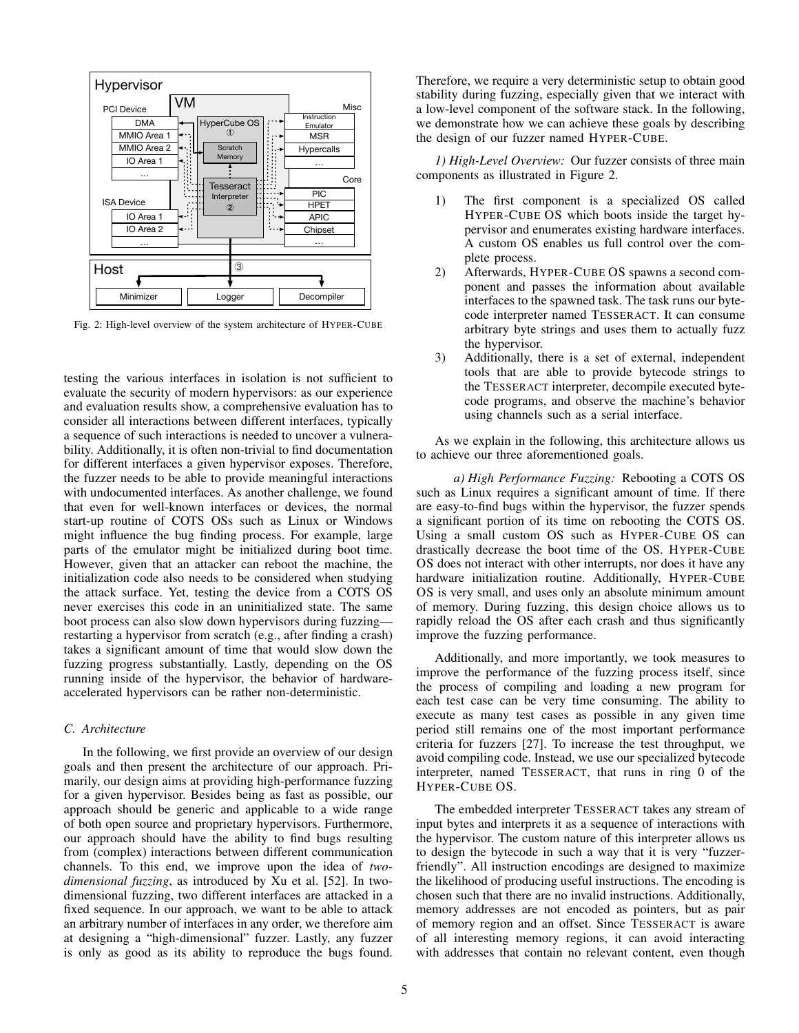Fig. 2: High-level overview of the system architecture of HYPER-CUBE

testing the various interfaces in isolation is not sufficient to evaluate the security of modern hypervisors: as our experience and evaluation results show, a comprehensive evaluation has to consider all interactions between different interfaces, typically a sequence of such interactions is needed to uncover a vulnerability. Additionally, it is often non-trivial to find documentation for different interfaces a given hypervisor exposes. Therefore, the fuzzer needs to be able to provide meaningful interactions with undocumented interfaces. As another challenge, we found that even for well-known interfaces or devices, the normal start-up routine of COTS OSs such as Linux or Windows might influence the bug finding process. For example, large parts of the emulator might be initialized during boot time. However, given that an attacker can reboot the machine, the initialization code also needs to be considered when studying the attack surface. Yet, testing the device from a COTS OS never exercises this code in an uninitialized state. The same boot process can also slow down hypervisors during fuzzing—restarting a hypervisor from scratch (e.g., after finding a crash) takes a significant amount of time that would slow down the fuzzing progress substantially. Lastly, depending on the OS running inside of the hypervisor, the behavior of hardware-accelerated hypervisors can be rather non-deterministic.

### C. Architecture

In the following, we first provide an overview of our design goals and then present the architecture of our approach. Primarily, our design aims at providing high-performance fuzzing for a given hypervisor. Besides being as fast as possible, our approach should be generic and applicable to a wide range of both open source and proprietary hypervisors. Furthermore, our approach should have the ability to find bugs resulting from (complex) interactions between different communication channels. To this end, we improve upon the idea of *two-dimensional fuzzing*, as introduced by Xu et al. [52]. In two-dimensional fuzzing, two different interfaces are attacked in a fixed sequence. In our approach, we want to be able to attack an arbitrary number of interfaces in any order, we therefore aim at designing a "high-dimensional" fuzzer. Lastly, any fuzzer is only as good as its ability to reproduce the bugs found. Therefore, we require a very deterministic setup to obtain good stability during fuzzing, especially given that we interact with a low-level component of the software stack. In the following, we demonstrate how we can achieve these goals by describing the design of our fuzzer named HYPER-CUBE.

*1) High-Level Overview:* Our fuzzer consists of three main components as illustrated in Figure 2.

1) The first component is a specialized OS called HYPER-CUBE OS which boots inside the target hypervisor and enumerates existing hardware interfaces. A custom OS enables us full control over the complete process.
2) Afterwards, HYPER-CUBE OS spawns a second component and passes the information about available interfaces to the spawned task. The task runs our bytecode interpreter named TESSERACT. It can consume arbitrary byte strings and uses them to actually fuzz the hypervisor.
3) Additionally, there is a set of external, independent tools that are able to provide bytecode strings to the TESSERACT interpreter, decompile executed bytecode programs, and observe the machine's behavior using channels such as a serial interface.

As we explain in the following, this architecture allows us to achieve our three aforementioned goals.

*a) High Performance Fuzzing:* Rebooting a COTS OS such as Linux requires a significant amount of time. If there are easy-to-find bugs within the hypervisor, the fuzzer spends a significant portion of its time on rebooting the COTS OS. Using a small custom OS such as HYPER-CUBE OS can drastically decrease the boot time of the OS. HYPER-CUBE OS does not interact with other interrupts, nor does it have any hardware initialization routine. Additionally, HYPER-CUBE OS is very small, and uses only an absolute minimum amount of memory. During fuzzing, this design choice allows us to rapidly reload the OS after each crash and thus significantly improve the fuzzing performance.

Additionally, and more importantly, we took measures to improve the performance of the fuzzing process itself, since the process of compiling and loading a new program for each test case can be very time consuming. The ability to execute as many test cases as possible in any given time period still remains one of the most important performance criteria for fuzzers [27]. To increase the test throughput, we avoid compiling code. Instead, we use our specialized bytecode interpreter, named TESSERACT, that runs in ring 0 of the HYPER-CUBE OS.

The embedded interpreter TESSERACT takes any stream of input bytes and interprets it as a sequence of interactions with the hypervisor. The custom nature of this interpreter allows us to design the bytecode in such a way that it is very "fuzzer-friendly". All instruction encodings are designed to maximize the likelihood of producing useful instructions. The encoding is chosen such that there are no invalid instructions. Additionally, memory addresses are not encoded as pointers, but as pair of memory region and an offset. Since TESSERACT is aware of all interesting memory regions, it can avoid interacting with addresses that contain no relevant content, even though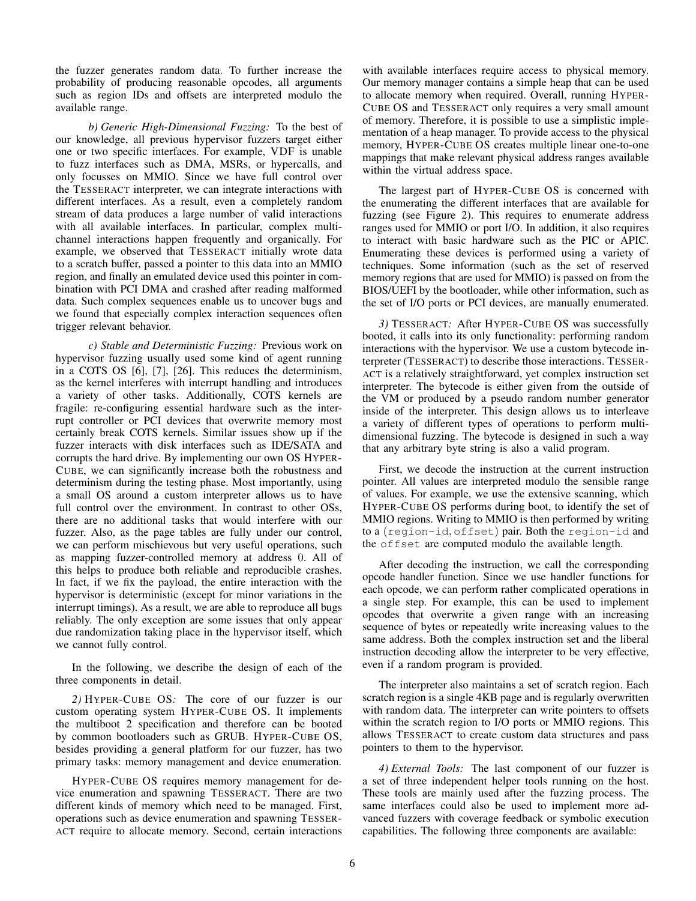the fuzzer generates random data. To further increase the probability of producing reasonable opcodes, all arguments such as region IDs and offsets are interpreted modulo the available range.

*b) Generic High-Dimensional Fuzzing:* To the best of our knowledge, all previous hypervisor fuzzers target either one or two specific interfaces. For example, VDF is unable to fuzz interfaces such as DMA, MSRs, or hypercalls, and only focusses on MMIO. Since we have full control over the TESSERACT interpreter, we can integrate interactions with different interfaces. As a result, even a completely random stream of data produces a large number of valid interactions with all available interfaces. In particular, complex multi-channel interactions happen frequently and organically. For example, we observed that TESSERACT initially wrote data to a scratch buffer, passed a pointer to this data into an MMIO region, and finally an emulated device used this pointer in combination with PCI DMA and crashed after reading malformed data. Such complex sequences enable us to uncover bugs and we found that especially complex interaction sequences often trigger relevant behavior.

*c) Stable and Deterministic Fuzzing:* Previous work on hypervisor fuzzing usually used some kind of agent running in a COTS OS [6], [7], [26]. This reduces the determinism, as the kernel interferes with interrupt handling and introduces a variety of other tasks. Additionally, COTS kernels are fragile: re-configuring essential hardware such as the interrupt controller or PCI devices that overwrite memory most certainly break COTS kernels. Similar issues show up if the fuzzer interacts with disk interfaces such as IDE/SATA and corrupts the hard drive. By implementing our own OS HYPER-CUBE, we can significantly increase both the robustness and determinism during the testing phase. Most importantly, using a small OS around a custom interpreter allows us to have full control over the environment. In contrast to other OSs, there are no additional tasks that would interfere with our fuzzer. Also, as the page tables are fully under our control, we can perform mischievous but very useful operations, such as mapping fuzzer-controlled memory at address 0. All of this helps to produce both reliable and reproducible crashes. In fact, if we fix the payload, the entire interaction with the hypervisor is deterministic (except for minor variations in the interrupt timings). As a result, we are able to reproduce all bugs reliably. The only exception are some issues that only appear due randomization taking place in the hypervisor itself, which we cannot fully control.

In the following, we describe the design of each of the three components in detail.

*2) HYPER-CUBE OS:* The core of our fuzzer is our custom operating system HYPER-CUBE OS. It implements the multiboot 2 specification and therefore can be booted by common bootloaders such as GRUB. HYPER-CUBE OS, besides providing a general platform for our fuzzer, has two primary tasks: memory management and device enumeration.

HYPER-CUBE OS requires memory management for device enumeration and spawning TESSERACT. There are two different kinds of memory which need to be managed. First, operations such as device enumeration and spawning TESSERACT require to allocate memory. Second, certain interactions with available interfaces require access to physical memory. Our memory manager contains a simple heap that can be used to allocate memory when required. Overall, running HYPER-CUBE OS and TESSERACT only requires a very small amount of memory. Therefore, it is possible to use a simplistic implementation of a heap manager. To provide access to the physical memory, HYPER-CUBE OS creates multiple linear one-to-one mappings that make relevant physical address ranges available within the virtual address space.

The largest part of HYPER-CUBE OS is concerned with the enumerating the different interfaces that are available for fuzzing (see Figure 2). This requires to enumerate address ranges used for MMIO or port I/O. In addition, it also requires to interact with basic hardware such as the PIC or APIC. Enumerating these devices is performed using a variety of techniques. Some information (such as the set of reserved memory regions that are used for MMIO) is passed on from the BIOS/UEFI by the bootloader, while other information, such as the set of I/O ports or PCI devices, are manually enumerated.

*3) TESSERACT:* After HYPER-CUBE OS was successfully booted, it calls into its only functionality: performing random interactions with the hypervisor. We use a custom bytecode interpreter (TESSERACT) to describe those interactions. TESSERACT is a relatively straightforward, yet complex instruction set interpreter. The bytecode is either given from the outside of the VM or produced by a pseudo random number generator inside of the interpreter. This design allows us to interleave a variety of different types of operations to perform multi-dimensional fuzzing. The bytecode is designed in such a way that any arbitrary byte string is also a valid program.

First, we decode the instruction at the current instruction pointer. All values are interpreted modulo the sensible range of values. For example, we use the extensive scanning, which HYPER-CUBE OS performs during boot, to identify the set of MMIO regions. Writing to MMIO is then performed by writing to a `(region-id,offset)` pair. Both the `region-id` and the `offset` are computed modulo the available length.

After decoding the instruction, we call the corresponding opcode handler function. Since we use handler functions for each opcode, we can perform rather complicated operations in a single step. For example, this can be used to implement opcodes that overwrite a given range with an increasing sequence of bytes or repeatedly write increasing values to the same address. Both the complex instruction set and the liberal instruction decoding allow the interpreter to be very effective, even if a random program is provided.

The interpreter also maintains a set of scratch region. Each scratch region is a single 4KB page and is regularly overwritten with random data. The interpreter can write pointers to offsets within the scratch region to I/O ports or MMIO regions. This allows TESSERACT to create custom data structures and pass pointers to them to the hypervisor.

*4) External Tools:* The last component of our fuzzer is a set of three independent helper tools running on the host. These tools are mainly used after the fuzzing process. The same interfaces could also be used to implement more advanced fuzzers with coverage feedback or symbolic execution capabilities. The following three components are available: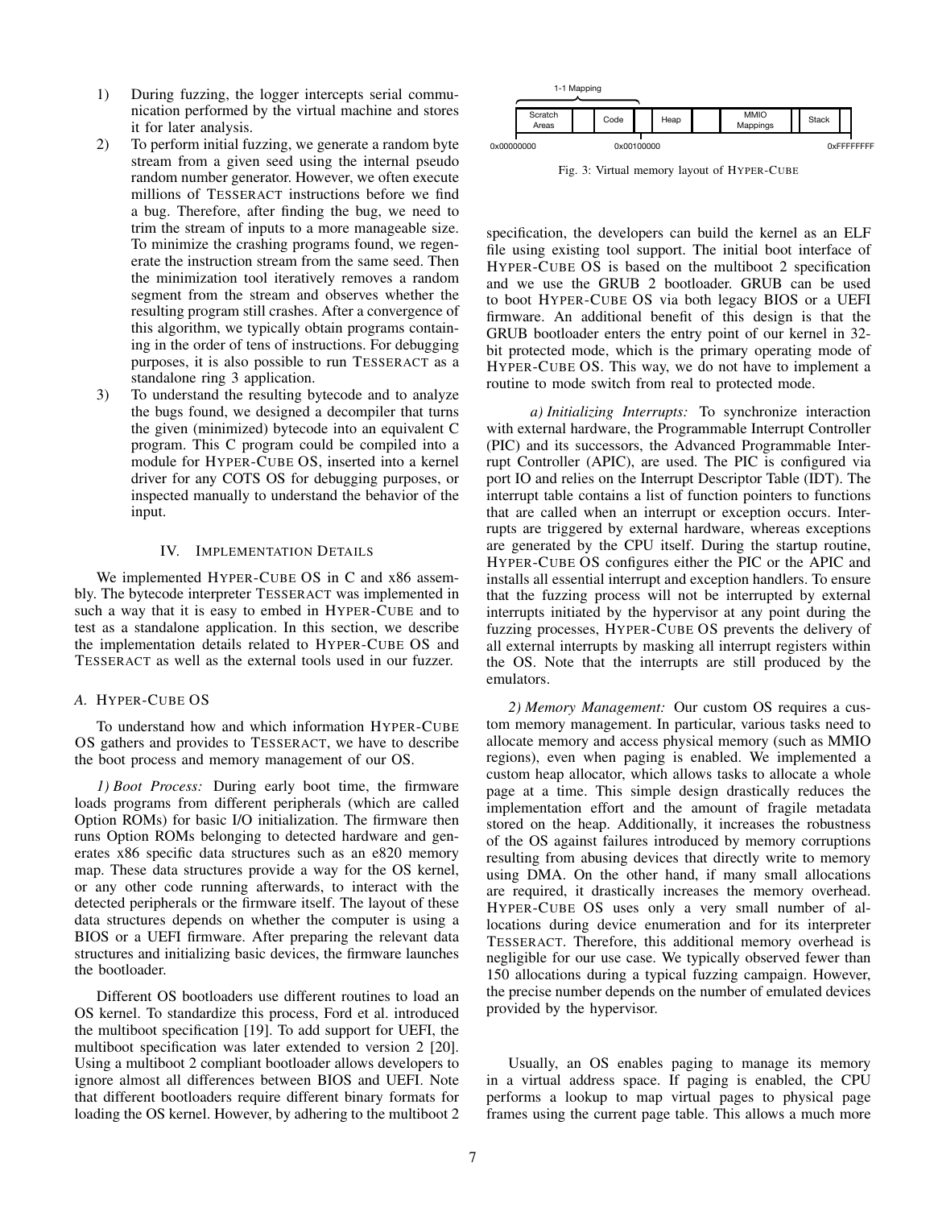1) During fuzzing, the logger intercepts serial communication performed by the virtual machine and stores it for later analysis.
2) To perform initial fuzzing, we generate a random byte stream from a given seed using the internal pseudo random number generator. However, we often execute millions of TESSERACT instructions before we find a bug. Therefore, after finding the bug, we need to trim the stream of inputs to a more manageable size. To minimize the crashing programs found, we regenerate the instruction stream from the same seed. Then the minimization tool iteratively removes a random segment from the stream and observes whether the resulting program still crashes. After a convergence of this algorithm, we typically obtain programs containing in the order of tens of instructions. For debugging purposes, it is also possible to run TESSERACT as a standalone ring 3 application.
3) To understand the resulting bytecode and to analyze the bugs found, we designed a decompiler that turns the given (minimized) bytecode into an equivalent C program. This C program could be compiled into a module for HYPER-CUBE OS, inserted into a kernel driver for any COTS OS for debugging purposes, or inspected manually to understand the behavior of the input.

## IV. IMPLEMENTATION DETAILS

We implemented HYPER-CUBE OS in C and x86 assembly. The bytecode interpreter TESSERACT was implemented in such a way that it is easy to embed in HYPER-CUBE and to test as a standalone application. In this section, we describe the implementation details related to HYPER-CUBE OS and TESSERACT as well as the external tools used in our fuzzer.

### A. HYPER-CUBE OS

To understand how and which information HYPER-CUBE OS gathers and provides to TESSERACT, we have to describe the boot process and memory management of our OS.

*1) Boot Process:* During early boot time, the firmware loads programs from different peripherals (which are called Option ROMs) for basic I/O initialization. The firmware then runs Option ROMs belonging to detected hardware and generates x86 specific data structures such as an e820 memory map. These data structures provide a way for the OS kernel, or any other code running afterwards, to interact with the detected peripherals or the firmware itself. The layout of these data structures depends on whether the computer is using a BIOS or a UEFI firmware. After preparing the relevant data structures and initializing basic devices, the firmware launches the bootloader.

Different OS bootloaders use different routines to load an OS kernel. To standardize this process, Ford et al. introduced the multiboot specification [19]. To add support for UEFI, the multiboot specification was later extended to version 2 [20]. Using a multiboot 2 compliant bootloader allows developers to ignore almost all differences between BIOS and UEFI. Note that different bootloaders require different binary formats for loading the OS kernel. However, by adhering to the multiboot 2 specification, the developers can build the kernel as an ELF file using existing tool support. The initial boot interface of HYPER-CUBE OS is based on the multiboot 2 specification and we use the GRUB 2 bootloader. GRUB can be used to boot HYPER-CUBE OS via both legacy BIOS or a UEFI firmware. An additional benefit of this design is that the GRUB bootloader enters the entry point of our kernel in 32-bit protected mode, which is the primary operating mode of HYPER-CUBE OS. This way, we do not have to implement a routine to mode switch from real to protected mode.

| 1-1 Mapping | | | | | | | | | |
|---|---|---|---|---|---|---|---|---|---|
| Scratch Areas | | Code | | Heap | | MMIO Mappings | | Stack | |
| 0x00000000 | | 0x00100000 | | | | | | | 0xFFFFFFFF |

Fig. 3: Virtual memory layout of HYPER-CUBE

*a) Initializing Interrupts:* To synchronize interaction with external hardware, the Programmable Interrupt Controller (PIC) and its successors, the Advanced Programmable Interrupt Controller (APIC), are used. The PIC is configured via port IO and relies on the Interrupt Descriptor Table (IDT). The interrupt table contains a list of function pointers to functions that are called when an interrupt or exception occurs. Interrupts are triggered by external hardware, whereas exceptions are generated by the CPU itself. During the startup routine, HYPER-CUBE OS configures either the PIC or the APIC and installs all essential interrupt and exception handlers. To ensure that the fuzzing process will not be interrupted by external interrupts initiated by the hypervisor at any point during the fuzzing processes, HYPER-CUBE OS prevents the delivery of all external interrupts by masking all interrupt registers within the OS. Note that the interrupts are still produced by the emulators.

*2) Memory Management:* Our custom OS requires a custom memory management. In particular, various tasks need to allocate memory and access physical memory (such as MMIO regions), even when paging is enabled. We implemented a custom heap allocator, which allows tasks to allocate a whole page at a time. This simple design drastically reduces the implementation effort and the amount of fragile metadata stored on the heap. Additionally, it increases the robustness of the OS against failures introduced by memory corruptions resulting from abusing devices that directly write to memory using DMA. On the other hand, if many small allocations are required, it drastically increases the memory overhead. HYPER-CUBE OS uses only a very small number of allocations during device enumeration and for its interpreter TESSERACT. Therefore, this additional memory overhead is negligible for our use case. We typically observed fewer than 150 allocations during a typical fuzzing campaign. However, the precise number depends on the number of emulated devices provided by the hypervisor.

Usually, an OS enables paging to manage its memory in a virtual address space. If paging is enabled, the CPU performs a lookup to map virtual pages to physical page frames using the current page table. This allows a much more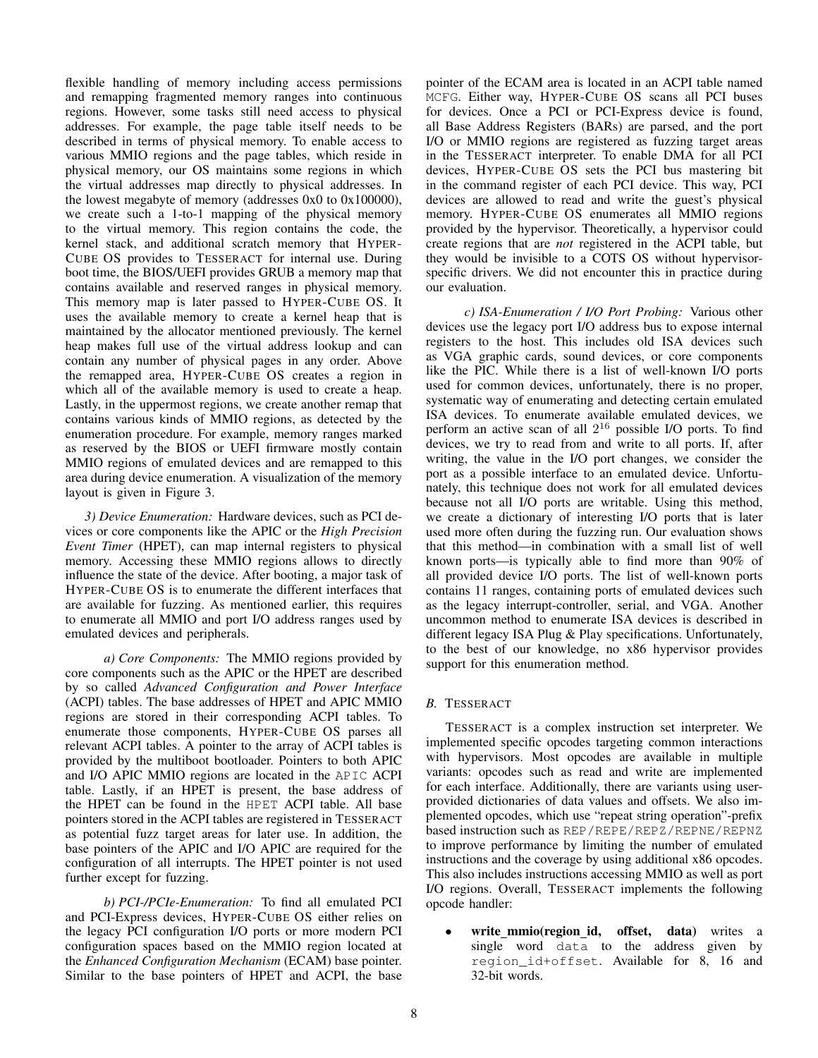flexible handling of memory including access permissions and remapping fragmented memory ranges into continuous regions. However, some tasks still need access to physical addresses. For example, the page table itself needs to be described in terms of physical memory. To enable access to various MMIO regions and the page tables, which reside in physical memory, our OS maintains some regions in which the virtual addresses map directly to physical addresses. In the lowest megabyte of memory (addresses 0x0 to 0x100000), we create such a 1-to-1 mapping of the physical memory to the virtual memory. This region contains the code, the kernel stack, and additional scratch memory that HYPER-CUBE OS provides to TESSERACT for internal use. During boot time, the BIOS/UEFI provides GRUB a memory map that contains available and reserved ranges in physical memory. This memory map is later passed to HYPER-CUBE OS. It uses the available memory to create a kernel heap that is maintained by the allocator mentioned previously. The kernel heap makes full use of the virtual address lookup and can contain any number of physical pages in any order. Above the remapped area, HYPER-CUBE OS creates a region in which all of the available memory is used to create a heap. Lastly, in the uppermost regions, we create another remap that contains various kinds of MMIO regions, as detected by the enumeration procedure. For example, memory ranges marked as reserved by the BIOS or UEFI firmware mostly contain MMIO regions of emulated devices and are remapped to this area during device enumeration. A visualization of the memory layout is given in Figure 3.

*3) Device Enumeration:* Hardware devices, such as PCI devices or core components like the APIC or the *High Precision Event Timer* (HPET), can map internal registers to physical memory. Accessing these MMIO regions allows to directly influence the state of the device. After booting, a major task of HYPER-CUBE OS is to enumerate the different interfaces that are available for fuzzing. As mentioned earlier, this requires to enumerate all MMIO and port I/O address ranges used by emulated devices and peripherals.

*a) Core Components:* The MMIO regions provided by core components such as the APIC or the HPET are described by so called *Advanced Configuration and Power Interface* (ACPI) tables. The base addresses of HPET and APIC MMIO regions are stored in their corresponding ACPI tables. To enumerate those components, HYPER-CUBE OS parses all relevant ACPI tables. A pointer to the array of ACPI tables is provided by the multiboot bootloader. Pointers to both APIC and I/O APIC MMIO regions are located in the `APIC` ACPI table. Lastly, if an HPET is present, the base address of the HPET can be found in the `HPET` ACPI table. All base pointers stored in the ACPI tables are registered in TESSERACT as potential fuzz target areas for later use. In addition, the base pointers of the APIC and I/O APIC are required for the configuration of all interrupts. The HPET pointer is not used further except for fuzzing.

*b) PCI-/PCIe-Enumeration:* To find all emulated PCI and PCI-Express devices, HYPER-CUBE OS either relies on the legacy PCI configuration I/O ports or more modern PCI configuration spaces based on the MMIO region located at the *Enhanced Configuration Mechanism* (ECAM) base pointer. Similar to the base pointers of HPET and ACPI, the base pointer of the ECAM area is located in an ACPI table named `MCFG`. Either way, HYPER-CUBE OS scans all PCI buses for devices. Once a PCI or PCI-Express device is found, all Base Address Registers (BARs) are parsed, and the port I/O or MMIO regions are registered as fuzzing target areas in the TESSERACT interpreter. To enable DMA for all PCI devices, HYPER-CUBE OS sets the PCI bus mastering bit in the command register of each PCI device. This way, PCI devices are allowed to read and write the guest's physical memory. HYPER-CUBE OS enumerates all MMIO regions provided by the hypervisor. Theoretically, a hypervisor could create regions that are *not* registered in the ACPI table, but they would be invisible to a COTS OS without hypervisor-specific drivers. We did not encounter this in practice during our evaluation.

*c) ISA-Enumeration / I/O Port Probing:* Various other devices use the legacy port I/O address bus to expose internal registers to the host. This includes old ISA devices such as VGA graphic cards, sound devices, or core components like the PIC. While there is a list of well-known I/O ports used for common devices, unfortunately, there is no proper, systematic way of enumerating and detecting certain emulated ISA devices. To enumerate available emulated devices, we perform an active scan of all $2^{16}$ possible I/O ports. To find devices, we try to read from and write to all ports. If, after writing, the value in the I/O port changes, we consider the port as a possible interface to an emulated device. Unfortunately, this technique does not work for all emulated devices because not all I/O ports are writable. Using this method, we create a dictionary of interesting I/O ports that is later used more often during the fuzzing run. Our evaluation shows that this method—in combination with a small list of well known ports—is typically able to find more than 90% of all provided device I/O ports. The list of well-known ports contains 11 ranges, containing ports of emulated devices such as the legacy interrupt-controller, serial, and VGA. Another uncommon method to enumerate ISA devices is described in different legacy ISA Plug & Play specifications. Unfortunately, to the best of our knowledge, no x86 hypervisor provides support for this enumeration method.

### B. TESSERACT

TESSERACT is a complex instruction set interpreter. We implemented specific opcodes targeting common interactions with hypervisors. Most opcodes are available in multiple variants: opcodes such as read and write are implemented for each interface. Additionally, there are variants using user-provided dictionaries of data values and offsets. We also implemented opcodes, which use "repeat string operation"-prefix based instruction such as `REP/REPE/REPZ/REPNE/REPNZ` to improve performance by limiting the number of emulated instructions and the coverage by using additional x86 opcodes. This also includes instructions accessing MMIO as well as port I/O regions. Overall, TESSERACT implements the following opcode handler:

- **write_mmio(region_id, offset, data)** writes a single word `data` to the address given by `region_id+offset`. Available for 8, 16 and 32-bit words.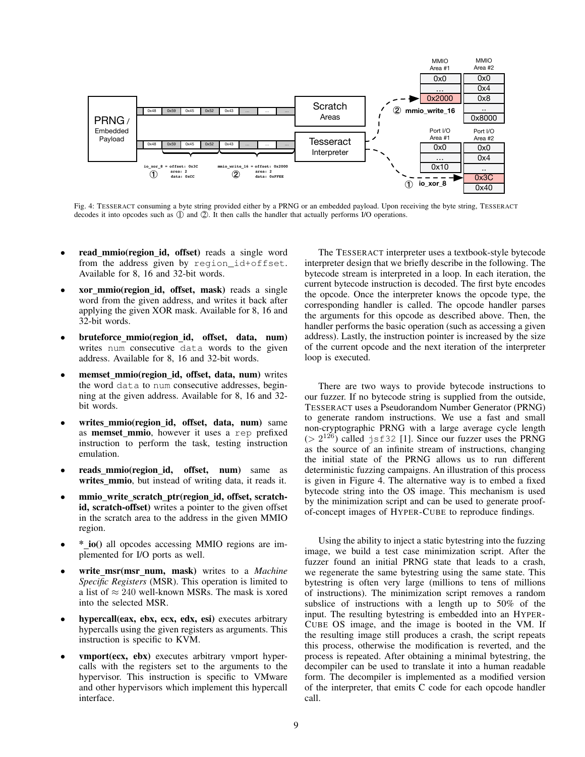Fig. 4: TESSERACT consuming a byte string provided either by a PRNG or an embedded payload. Upon receiving the byte string, TESSERACT decodes it into opcodes such as ① and ②. It then calls the handler that actually performs I/O operations.

- **read_mmio(region_id, offset)** reads a single word from the address given by `region_id+offset`. Available for 8, 16 and 32-bit words.
- **xor_mmio(region_id, offset, mask)** reads a single word from the given address, and writes it back after applying the given XOR mask. Available for 8, 16 and 32-bit words.
- **bruteforce_mmio(region_id, offset, data, num)** writes `num` consecutive `data` words to the given address. Available for 8, 16 and 32-bit words.
- **memset_mmio(region_id, offset, data, num)** writes the word `data` to `num` consecutive addresses, beginning at the given address. Available for 8, 16 and 32-bit words.
- **writes_mmio(region_id, offset, data, num)** same as **memset_mmio**, however it uses a `rep` prefixed instruction to perform the task, testing instruction emulation.
- **reads_mmio(region_id, offset, num)** same as **writes_mmio**, but instead of writing data, it reads it.
- **mmio_write_scratch_ptr(region_id, offset, scratch-id, scratch-offset)** writes a pointer to the given offset in the scratch area to the address in the given MMIO region.
- ***_io()** all opcodes accessing MMIO regions are implemented for I/O ports as well.
- **write_msr(msr_num, mask)** writes to a *Machine Specific Registers* (MSR). This operation is limited to a list of $\approx 240$ well-known MSRs. The mask is xored into the selected MSR.
- **hypercall(eax, ebx, ecx, edx, esi)** executes arbitrary hypercalls using the given registers as arguments. This instruction is specific to KVM.
- **vmport(ecx, ebx)** executes arbitrary vmport hypercalls with the registers set to the arguments to the hypervisor. This instruction is specific to VMware and other hypervisors which implement this hypercall interface.

The TESSERACT interpreter uses a textbook-style bytecode interpreter design that we briefly describe in the following. The bytecode stream is interpreted in a loop. In each iteration, the current bytecode instruction is decoded. The first byte encodes the opcode. Once the interpreter knows the opcode type, the corresponding handler is called. The opcode handler parses the arguments for this opcode as described above. Then, the handler performs the basic operation (such as accessing a given address). Lastly, the instruction pointer is increased by the size of the current opcode and the next iteration of the interpreter loop is executed.

There are two ways to provide bytecode instructions to our fuzzer. If no bytecode string is supplied from the outside, TESSERACT uses a Pseudorandom Number Generator (PRNG) to generate random instructions. We use a fast and small non-cryptographic PRNG with a large average cycle length ($> 2^{126}$) called `jsf32` [1]. Since our fuzzer uses the PRNG as the source of an infinite stream of instructions, changing the initial state of the PRNG allows us to run different deterministic fuzzing campaigns. An illustration of this process is given in Figure 4. The alternative way is to embed a fixed bytecode string into the OS image. This mechanism is used by the minimization script and can be used to generate proof-of-concept images of HYPER-CUBE to reproduce findings.

Using the ability to inject a static bytestring into the fuzzing image, we build a test case minimization script. After the fuzzer found an initial PRNG state that leads to a crash, we regenerate the same bytestring using the same state. This bytestring is often very large (millions to tens of millions of instructions). The minimization script removes a random subslice of instructions with a length up to 50% of the input. The resulting bytestring is embedded into an HYPER-CUBE OS image, and the image is booted in the VM. If the resulting image still produces a crash, the script repeats this process, otherwise the modification is reverted, and the process is repeated. After obtaining a minimal bytestring, the decompiler can be used to translate it into a human readable form. The decompiler is implemented as a modified version of the interpreter, that emits C code for each opcode handler call.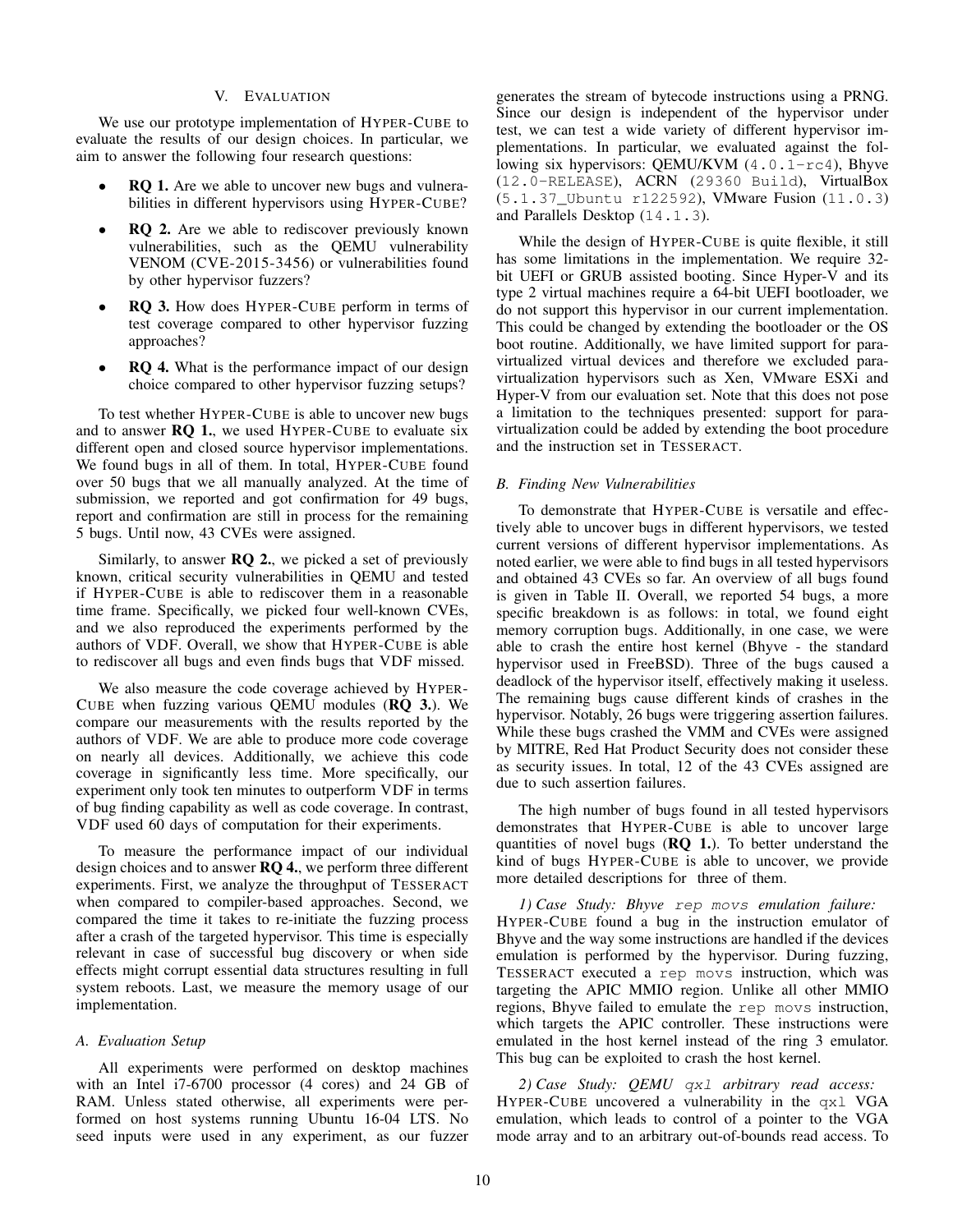## V. Evaluation

We use our prototype implementation of HYPER-CUBE to evaluate the results of our design choices. In particular, we aim to answer the following four research questions:

- **RQ 1.** Are we able to uncover new bugs and vulnerabilities in different hypervisors using HYPER-CUBE?
- **RQ 2.** Are we able to rediscover previously known vulnerabilities, such as the QEMU vulnerability VENOM (CVE-2015-3456) or vulnerabilities found by other hypervisor fuzzers?
- **RQ 3.** How does HYPER-CUBE perform in terms of test coverage compared to other hypervisor fuzzing approaches?
- **RQ 4.** What is the performance impact of our design choice compared to other hypervisor fuzzing setups?

To test whether HYPER-CUBE is able to uncover new bugs and to answer **RQ 1.**, we used HYPER-CUBE to evaluate six different open and closed source hypervisor implementations. We found bugs in all of them. In total, HYPER-CUBE found over 50 bugs that we all manually analyzed. At the time of submission, we reported and got confirmation for 49 bugs, report and confirmation are still in process for the remaining 5 bugs. Until now, 43 CVEs were assigned.

Similarly, to answer **RQ 2.**, we picked a set of previously known, critical security vulnerabilities in QEMU and tested if HYPER-CUBE is able to rediscover them in a reasonable time frame. Specifically, we picked four well-known CVEs, and we also reproduced the experiments performed by the authors of VDF. Overall, we show that HYPER-CUBE is able to rediscover all bugs and even finds bugs that VDF missed.

We also measure the code coverage achieved by HYPER-CUBE when fuzzing various QEMU modules (**RQ 3.**). We compare our measurements with the results reported by the authors of VDF. We are able to produce more code coverage on nearly all devices. Additionally, we achieve this code coverage in significantly less time. More specifically, our experiment only took ten minutes to outperform VDF in terms of bug finding capability as well as code coverage. In contrast, VDF used 60 days of computation for their experiments.

To measure the performance impact of our individual design choices and to answer **RQ 4.**, we perform three different experiments. First, we analyze the throughput of TESSERACT when compared to compiler-based approaches. Second, we compared the time it takes to re-initiate the fuzzing process after a crash of the targeted hypervisor. This time is especially relevant in case of successful bug discovery or when side effects might corrupt essential data structures resulting in full system reboots. Last, we measure the memory usage of our implementation.

### A. Evaluation Setup

All experiments were performed on desktop machines with an Intel i7-6700 processor (4 cores) and 24 GB of RAM. Unless stated otherwise, all experiments were performed on host systems running Ubuntu 16-04 LTS. No seed inputs were used in any experiment, as our fuzzer generates the stream of bytecode instructions using a PRNG. Since our design is independent of the hypervisor under test, we can test a wide variety of different hypervisor implementations. In particular, we evaluated against the following six hypervisors: QEMU/KVM (`4.0.1-rc4`), Bhyve (`12.0-RELEASE`), ACRN (`29360 Build`), VirtualBox (`5.1.37_Ubuntu r122592`), VMware Fusion (`11.0.3`) and Parallels Desktop (`14.1.3`).

While the design of HYPER-CUBE is quite flexible, it still has some limitations in the implementation. We require 32-bit UEFI or GRUB assisted booting. Since Hyper-V and its type 2 virtual machines require a 64-bit UEFI bootloader, we do not support this hypervisor in our current implementation. This could be changed by extending the bootloader or the OS boot routine. Additionally, we have limited support for para-virtualized virtual devices and therefore we excluded para-virtualization hypervisors such as Xen, VMware ESXi and Hyper-V from our evaluation set. Note that this does not pose a limitation to the techniques presented: support for para-virtualization could be added by extending the boot procedure and the instruction set in TESSERACT.

### B. Finding New Vulnerabilities

To demonstrate that HYPER-CUBE is versatile and effectively able to uncover bugs in different hypervisors, we tested current versions of different hypervisor implementations. As noted earlier, we were able to find bugs in all tested hypervisors and obtained 43 CVEs so far. An overview of all bugs found is given in Table II. Overall, we reported 54 bugs, a more specific breakdown is as follows: in total, we found eight memory corruption bugs. Additionally, in one case, we were able to crash the entire host kernel (Bhyve - the standard hypervisor used in FreeBSD). Three of the bugs caused a deadlock of the hypervisor itself, effectively making it useless. The remaining bugs cause different kinds of crashes in the hypervisor. Notably, 26 bugs were triggering assertion failures. While these bugs crashed the VMM and CVEs were assigned by MITRE, Red Hat Product Security does not consider these as security issues. In total, 12 of the 43 CVEs assigned are due to such assertion failures.

The high number of bugs found in all tested hypervisors demonstrates that HYPER-CUBE is able to uncover large quantities of novel bugs (**RQ 1.**). To better understand the kind of bugs HYPER-CUBE is able to uncover, we provide more detailed descriptions for three of them.

*1) Case Study: Bhyve `rep movs` emulation failure:* HYPER-CUBE found a bug in the instruction emulator of Bhyve and the way some instructions are handled if the devices emulation is performed by the hypervisor. During fuzzing, TESSERACT executed a `rep movs` instruction, which was targeting the APIC MMIO region. Unlike all other MMIO regions, Bhyve failed to emulate the `rep movs` instruction, which targets the APIC controller. These instructions were emulated in the host kernel instead of the ring 3 emulator. This bug can be exploited to crash the host kernel.

*2) Case Study: QEMU `qxl` arbitrary read access:* HYPER-CUBE uncovered a vulnerability in the `qxl` VGA emulation, which leads to control of a pointer to the VGA mode array and to an arbitrary out-of-bounds read access. To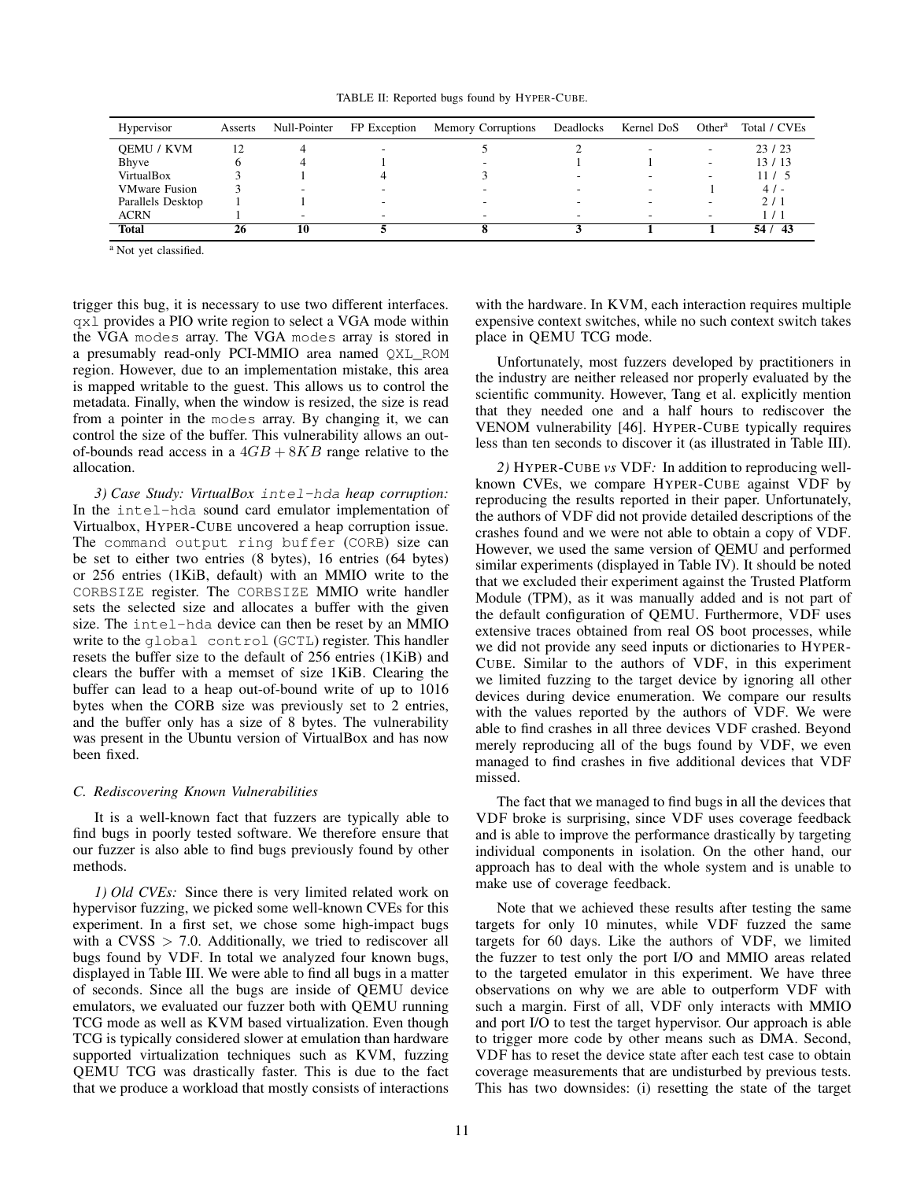TABLE II: Reported bugs found by HYPER-CUBE.

| Hypervisor | Asserts | Null-Pointer | FP Exception | Memory Corruptions | Deadlocks | Kernel DoS | Other[a] | Total / CVEs |
|---|---|---|---|---|---|---|---|---|
| QEMU / KVM | 12 | 4 | - | 5 | 2 | - | - | 23 / 23 |
| Bhyve | 6 | 4 | 1 | - | 1 | 1 | - | 13 / 13 |
| VirtualBox | 3 | 1 | 4 | 3 | - | - | - | 11 / 5 |
| VMware Fusion | 3 | - | - | - | - | - | 1 | 4 / - |
| Parallels Desktop | 1 | 1 | - | - | - | - | - | 2 / 1 |
| ACRN | 1 | - | - | - | - | - | - | 1 / 1 |
| **Total** | **26** | **10** | **5** | **8** | **3** | **1** | **1** | **54 / 43** |

[a] Not yet classified.

trigger this bug, it is necessary to use two different interfaces. `qxl` provides a PIO write region to select a VGA mode within the VGA `modes` array. The VGA `modes` array is stored in a presumably read-only PCI-MMIO area named `QXL_ROM` region. However, due to an implementation mistake, this area is mapped writable to the guest. This allows us to control the metadata. Finally, when the window is resized, the size is read from a pointer in the `modes` array. By changing it, we can control the size of the buffer. This vulnerability allows an out-of-bounds read access in a $4GB + 8KB$ range relative to the allocation.

*3) Case Study: VirtualBox `intel-hda` heap corruption:* In the `intel-hda` sound card emulator implementation of Virtualbox, HYPER-CUBE uncovered a heap corruption issue. The `command output ring buffer` (`CORB`) size can be set to either two entries (8 bytes), 16 entries (64 bytes) or 256 entries (1KiB, default) with an MMIO write to the `CORBSIZE` register. The `CORBSIZE` MMIO write handler sets the selected size and allocates a buffer with the given size. The `intel-hda` device can then be reset by an MMIO write to the `global control` (`GCTL`) register. This handler resets the buffer size to the default of 256 entries (1KiB) and clears the buffer with a memset of size 1KiB. Clearing the buffer can lead to a heap out-of-bound write of up to 1016 bytes when the CORB size was previously set to 2 entries, and the buffer only has a size of 8 bytes. The vulnerability was present in the Ubuntu version of VirtualBox and has now been fixed.

### C. Rediscovering Known Vulnerabilities

It is a well-known fact that fuzzers are typically able to find bugs in poorly tested software. We therefore ensure that our fuzzer is also able to find bugs previously found by other methods.

*1) Old CVEs:* Since there is very limited related work on hypervisor fuzzing, we picked some well-known CVEs for this experiment. In a first set, we chose some high-impact bugs with a CVSS $> 7.0$. Additionally, we tried to rediscover all bugs found by VDF. In total we analyzed four known bugs, displayed in Table III. We were able to find all bugs in a matter of seconds. Since all the bugs are inside of QEMU device emulators, we evaluated our fuzzer both with QEMU running TCG mode as well as KVM based virtualization. Even though TCG is typically considered slower at emulation than hardware supported virtualization techniques such as KVM, fuzzing QEMU TCG was drastically faster. This is due to the fact that we produce a workload that mostly consists of interactions with the hardware. In KVM, each interaction requires multiple expensive context switches, while no such context switch takes place in QEMU TCG mode.

Unfortunately, most fuzzers developed by practitioners in the industry are neither released nor properly evaluated by the scientific community. However, Tang et al. explicitly mention that they needed one and a half hours to rediscover the VENOM vulnerability [46]. HYPER-CUBE typically requires less than ten seconds to discover it (as illustrated in Table III).

*2) HYPER-CUBE vs VDF:* In addition to reproducing well-known CVEs, we compare HYPER-CUBE against VDF by reproducing the results reported in their paper. Unfortunately, the authors of VDF did not provide detailed descriptions of the crashes found and we were not able to obtain a copy of VDF. However, we used the same version of QEMU and performed similar experiments (displayed in Table IV). It should be noted that we excluded their experiment against the Trusted Platform Module (TPM), as it was manually added and is not part of the default configuration of QEMU. Furthermore, VDF uses extensive traces obtained from real OS boot processes, while we did not provide any seed inputs or dictionaries to HYPER-CUBE. Similar to the authors of VDF, in this experiment we limited fuzzing to the target device by ignoring all other devices during device enumeration. We compare our results with the values reported by the authors of VDF. We were able to find crashes in all three devices VDF crashed. Beyond merely reproducing all of the bugs found by VDF, we even managed to find crashes in five additional devices that VDF missed.

The fact that we managed to find bugs in all the devices that VDF broke is surprising, since VDF uses coverage feedback and is able to improve the performance drastically by targeting individual components in isolation. On the other hand, our approach has to deal with the whole system and is unable to make use of coverage feedback.

Note that we achieved these results after testing the same targets for only 10 minutes, while VDF fuzzed the same targets for 60 days. Like the authors of VDF, we limited the fuzzer to test only the port I/O and MMIO areas related to the targeted emulator in this experiment. We have three observations on why we are able to outperform VDF with such a margin. First of all, VDF only interacts with MMIO and port I/O to test the target hypervisor. Our approach is able to trigger more code by other means such as DMA. Second, VDF has to reset the device state after each test case to obtain coverage measurements that are undisturbed by previous tests. This has two downsides: (i) resetting the state of the target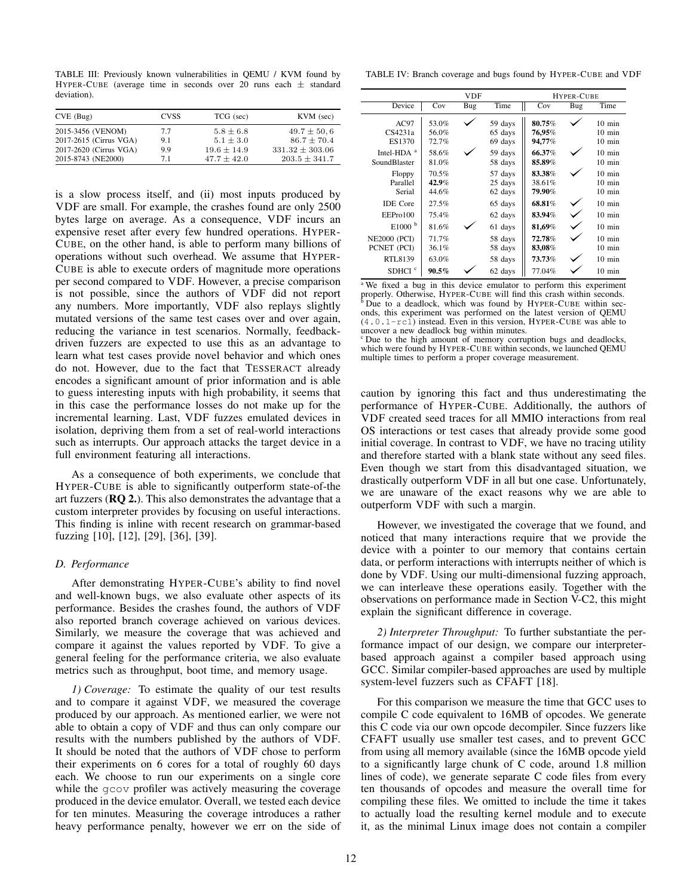TABLE III: Previously known vulnerabilities in QEMU / KVM found by HYPER-CUBE (average time in seconds over 20 runs each ± standard deviation).

| CVE (Bug) | CVSS | TCG (sec) | KVM (sec) |
|---|---|---|---|
| 2015-3456 (VENOM) | 7.7 | $5.8 \pm 6.8$ | $49.7 \pm 50,6$ |
| 2017-2615 (Cirrus VGA) | 9.1 | $5.1 \pm 3.0$ | $86.7 \pm 70.4$ |
| 2017-2620 (Cirrus VGA) | 9.9 | $19.6 \pm 14.9$ | $331.32 \pm 303.06$ |
| 2015-8743 (NE2000) | 7.1 | $47.7 \pm 42.0$ | $203.5 \pm 341.7$ |

is a slow process itself, and (ii) most inputs produced by VDF are small. For example, the crashes found are only 2500 bytes large on average. As a consequence, VDF incurs an expensive reset after every few hundred operations. HYPER-CUBE, on the other hand, is able to perform many billions of operations without such overhead. We assume that HYPER-CUBE is able to execute orders of magnitude more operations per second compared to VDF. However, a precise comparison is not possible, since the authors of VDF did not report any numbers. More importantly, VDF also replays slightly mutated versions of the same test cases over and over again, reducing the variance in test scenarios. Normally, feedback-driven fuzzers are expected to use this as an advantage to learn what test cases provide novel behavior and which ones do not. However, due to the fact that TESSERACT already encodes a significant amount of prior information and is able to guess interesting inputs with high probability, it seems that in this case the performance losses do not make up for the incremental learning. Last, VDF fuzzes emulated devices in isolation, depriving them from a set of real-world interactions such as interrupts. Our approach attacks the target device in a full environment featuring all interactions.

As a consequence of both experiments, we conclude that HYPER-CUBE is able to significantly outperform state-of-the art fuzzers (**RQ 2.**). This also demonstrates the advantage that a custom interpreter provides by focusing on useful interactions. This finding is inline with recent research on grammar-based fuzzing [10], [12], [29], [36], [39].

### D. Performance

After demonstrating HYPER-CUBE's ability to find novel and well-known bugs, we also evaluate other aspects of its performance. Besides the crashes found, the authors of VDF also reported branch coverage achieved on various devices. Similarly, we measure the coverage that was achieved and compare it against the values reported by VDF. To give a general feeling for the performance criteria, we also evaluate metrics such as throughput, boot time, and memory usage.

*1) Coverage:* To estimate the quality of our test results and to compare it against VDF, we measured the coverage produced by our approach. As mentioned earlier, we were not able to obtain a copy of VDF and thus can only compare our results with the numbers published by the authors of VDF. It should be noted that the authors of VDF chose to perform their experiments on 6 cores for a total of roughly 60 days each. We choose to run our experiments on a single core while the `gcov` profiler was actively measuring the coverage produced in the device emulator. Overall, we tested each device for ten minutes. Measuring the coverage introduces a rather heavy performance penalty, however we err on the side of

TABLE IV: Branch coverage and bugs found by HYPER-CUBE and VDF

| | VDF | | | HYPER-CUBE | | |
|---|---|---|---|---|---|---|
| Device | Cov | Bug | Time | Cov | Bug | Time |
| AC97 | 53.0% | ✓ | 59 days | **80.75%** | ✓ | 10 min |
| CS4231a | 56.0% | | 65 days | **76,95%** | | 10 min |
| ES1370 | 72.7% | | 69 days | **94,77%** | | 10 min |
| Intel-HDA [a] | 58.6% | ✓ | 59 days | **66.37%** | ✓ | 10 min |
| SoundBlaster | 81.0% | | 58 days | **85.89%** | | 10 min |
| Floppy | 70.5% | | 57 days | **83.38%** | ✓ | 10 min |
| Parallel | **42.9%** | | 25 days | 38.61% | | 10 min |
| Serial | 44.6% | | 62 days | **79.90%** | | 10 min |
| IDE Core | 27.5% | | 65 days | **68.81%** | ✓ | 10 min |
| EEPro100 | 75.4% | | 62 days | **83.94%** | ✓ | 10 min |
| E1000 [b] | 81.6% | ✓ | 61 days | **81,69%** | ✓ | 10 min |
| NE2000 (PCI) | 71.7% | | 58 days | **72.78%** | ✓ | 10 min |
| PCNET (PCI) | 36.1% | | 58 days | **83,08%** | | 10 min |
| RTL8139 | 63.0% | | 58 days | **73.73%** | ✓ | 10 min |
| SDHCI [c] | **90.5%** | ✓ | 62 days | 77.04% | ✓ | 10 min |

[a] We fixed a bug in this device emulator to perform this experiment properly. Otherwise, HYPER-CUBE will find this crash within seconds.
[b] Due to a deadlock, which was found by HYPER-CUBE within seconds, this experiment was performed on the latest version of QEMU (`4.0.1-rc1`) instead. Even in this version, HYPER-CUBE was able to uncover a new deadlock bug within minutes.
[c] Due to the high amount of memory corruption bugs and deadlocks, which were found by HYPER-CUBE within seconds, we launched QEMU multiple times to perform a proper coverage measurement.

caution by ignoring this fact and thus underestimating the performance of HYPER-CUBE. Additionally, the authors of VDF created seed traces for all MMIO interactions from real OS interactions or test cases that already provide some good initial coverage. In contrast to VDF, we have no tracing utility and therefore started with a blank state without any seed files. Even though we start from this disadvantaged situation, we drastically outperform VDF in all but one case. Unfortunately, we are unaware of the exact reasons why we are able to outperform VDF with such a margin.

However, we investigated the coverage that we found, and noticed that many interactions require that we provide the device with a pointer to our memory that contains certain data, or perform interactions with interrupts neither of which is done by VDF. Using our multi-dimensional fuzzing approach, we can interleave these operations easily. Together with the observations on performance made in Section V-C2, this might explain the significant difference in coverage.

*2) Interpreter Throughput:* To further substantiate the performance impact of our design, we compare our interpreter-based approach against a compiler based approach using GCC. Similar compiler-based approaches are used by multiple system-level fuzzers such as CFAFT [18].

For this comparison we measure the time that GCC uses to compile C code equivalent to 16MB of opcodes. We generate this C code via our own opcode decompiler. Since fuzzers like CFAFT usually use smaller test cases, and to prevent GCC from using all memory available (since the 16MB opcode yield to a significantly large chunk of C code, around 1.8 million lines of code), we generate separate C code files from every ten thousands of opcodes and measure the overall time for compiling these files. We omitted to include the time it takes to actually load the resulting kernel module and to execute it, as the minimal Linux image does not contain a compiler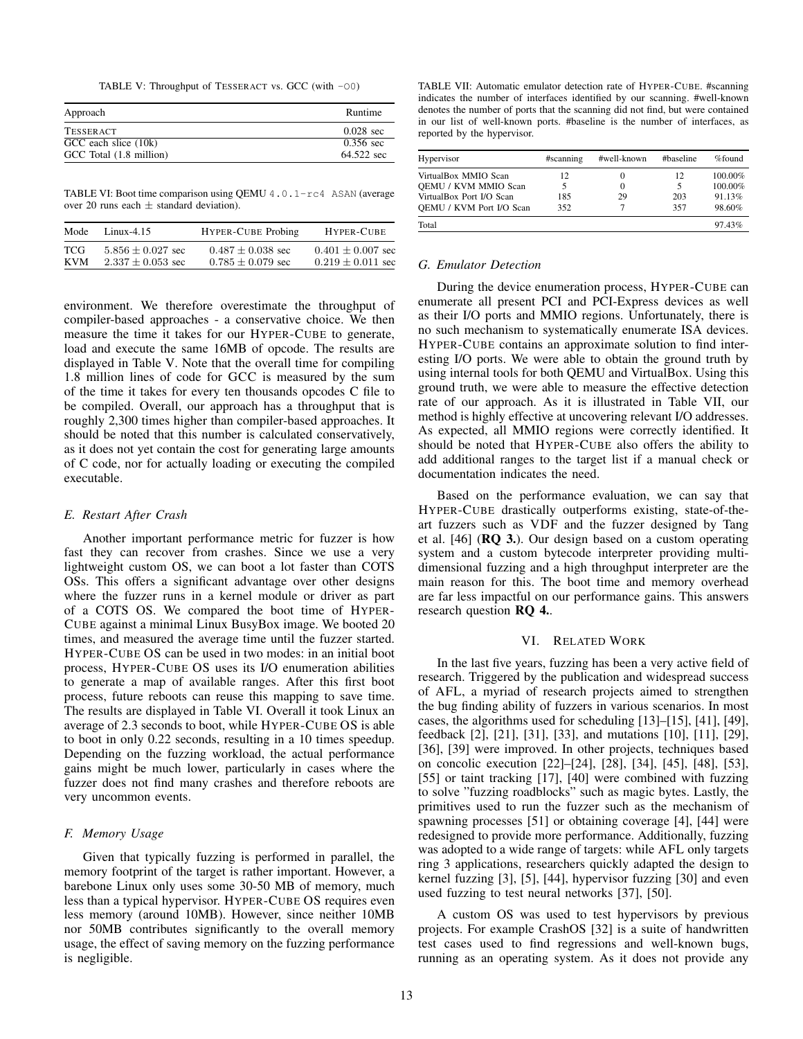TABLE V: Throughput of TESSERACT vs. GCC (with `-O0`)

| Approach | Runtime |
|---|---|
| TESSERACT | 0.028 sec |
| GCC each slice (10k) | 0.356 sec |
| GCC Total (1.8 million) | 64.522 sec |

TABLE VI: Boot time comparison using QEMU `4.0.1-rc4 ASAN` (average over 20 runs each ± standard deviation).

| Mode | Linux-4.15 | HYPER-CUBE Probing | HYPER-CUBE |
|---|---|---|---|
| TCG | $5.856 \pm 0.027$ sec | $0.487 \pm 0.038$ sec | $0.401 \pm 0.007$ sec |
| KVM | $2.337 \pm 0.053$ sec | $0.785 \pm 0.079$ sec | $0.219 \pm 0.011$ sec |

environment. We therefore overestimate the throughput of compiler-based approaches - a conservative choice. We then measure the time it takes for our HYPER-CUBE to generate, load and execute the same 16MB of opcode. The results are displayed in Table V. Note that the overall time for compiling 1.8 million lines of code for GCC is measured by the sum of the time it takes for every ten thousands opcodes C file to be compiled. Overall, our approach has a throughput that is roughly 2,300 times higher than compiler-based approaches. It should be noted that this number is calculated conservatively, as it does not yet contain the cost for generating large amounts of C code, nor for actually loading or executing the compiled executable.

### E. Restart After Crash

Another important performance metric for fuzzer is how fast they can recover from crashes. Since we use a very lightweight custom OS, we can boot a lot faster than COTS OSs. This offers a significant advantage over other designs where the fuzzer runs in a kernel module or driver as part of a COTS OS. We compared the boot time of HYPER-CUBE against a minimal Linux BusyBox image. We booted 20 times, and measured the average time until the fuzzer started. HYPER-CUBE OS can be used in two modes: in an initial boot process, HYPER-CUBE OS uses its I/O enumeration abilities to generate a map of available ranges. After this first boot process, future reboots can reuse this mapping to save time. The results are displayed in Table VI. Overall it took Linux an average of 2.3 seconds to boot, while HYPER-CUBE OS is able to boot in only 0.22 seconds, resulting in a 10 times speedup. Depending on the fuzzing workload, the actual performance gains might be much lower, particularly in cases where the fuzzer does not find many crashes and therefore reboots are very uncommon events.

### F. Memory Usage

Given that typically fuzzing is performed in parallel, the memory footprint of the target is rather important. However, a barebone Linux only uses some 30-50 MB of memory, much less than a typical hypervisor. HYPER-CUBE OS requires even less memory (around 10MB). However, since neither 10MB nor 50MB contributes significantly to the overall memory usage, the effect of saving memory on the fuzzing performance is negligible.

TABLE VII: Automatic emulator detection rate of HYPER-CUBE. #scanning indicates the number of interfaces identified by our scanning. #well-known denotes the number of ports that the scanning did not find, but were contained in our list of well-known ports. #baseline is the number of interfaces, as reported by the hypervisor.

| Hypervisor | #scanning | #well-known | #baseline | %found |
|---|---|---|---|---|
| VirtualBox MMIO Scan | 12 | 0 | 12 | 100.00% |
| QEMU / KVM MMIO Scan | 5 | 0 | 5 | 100.00% |
| VirtualBox Port I/O Scan | 185 | 29 | 203 | 91.13% |
| QEMU / KVM Port I/O Scan | 352 | 7 | 357 | 98.60% |
| Total | | | | 97.43% |

### G. Emulator Detection

During the device enumeration process, HYPER-CUBE can enumerate all present PCI and PCI-Express devices as well as their I/O ports and MMIO regions. Unfortunately, there is no such mechanism to systematically enumerate ISA devices. HYPER-CUBE contains an approximate solution to find interesting I/O ports. We were able to obtain the ground truth by using internal tools for both QEMU and VirtualBox. Using this ground truth, we were able to measure the effective detection rate of our approach. As it is illustrated in Table VII, our method is highly effective at uncovering relevant I/O addresses. As expected, all MMIO regions were correctly identified. It should be noted that HYPER-CUBE also offers the ability to add additional ranges to the target list if a manual check or documentation indicates the need.

Based on the performance evaluation, we can say that HYPER-CUBE drastically outperforms existing, state-of-the-art fuzzers such as VDF and the fuzzer designed by Tang et al. [46] (**RQ 3.**). Our design based on a custom operating system and a custom bytecode interpreter providing multi-dimensional fuzzing and a high throughput interpreter are the main reason for this. The boot time and memory overhead are far less impactful on our performance gains. This answers research question **RQ 4.**.

## VI. RELATED WORK

In the last five years, fuzzing has been a very active field of research. Triggered by the publication and widespread success of AFL, a myriad of research projects aimed to strengthen the bug finding ability of fuzzers in various scenarios. In most cases, the algorithms used for scheduling [13]–[15], [41], [49], feedback [2], [21], [31], [33], and mutations [10], [11], [29], [36], [39] were improved. In other projects, techniques based on concolic execution [22]–[24], [28], [34], [45], [48], [53], [55] or taint tracking [17], [40] were combined with fuzzing to solve "fuzzing roadblocks" such as magic bytes. Lastly, the primitives used to run the fuzzer such as the mechanism of spawning processes [51] or obtaining coverage [4], [44] were redesigned to provide more performance. Additionally, fuzzing was adopted to a wide range of targets: while AFL only targets ring 3 applications, researchers quickly adapted the design to kernel fuzzing [3], [5], [44], hypervisor fuzzing [30] and even used fuzzing to test neural networks [37], [50].

A custom OS was used to test hypervisors by previous projects. For example CrashOS [32] is a suite of handwritten test cases used to find regressions and well-known bugs, running as an operating system. As it does not provide any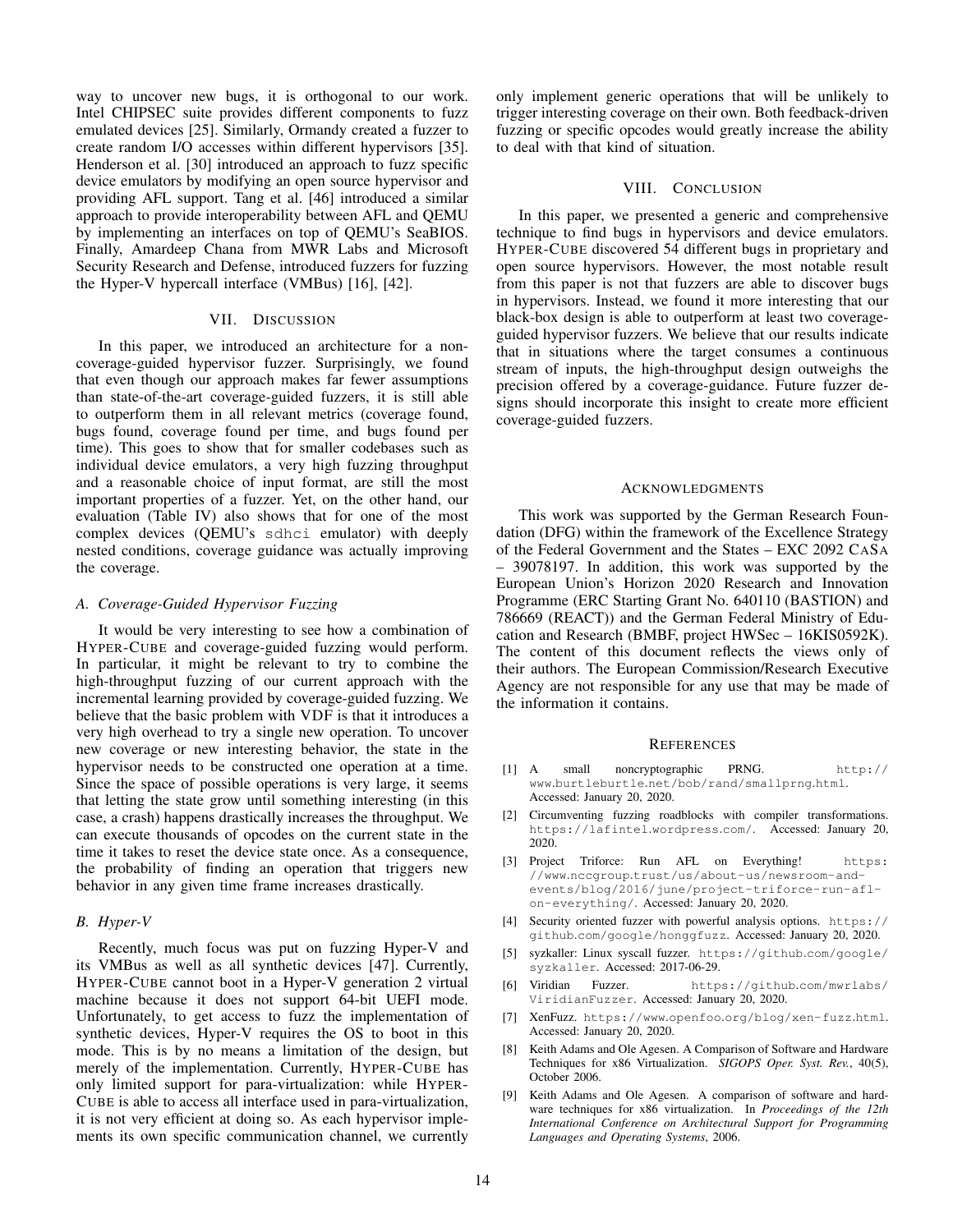way to uncover new bugs, it is orthogonal to our work. Intel CHIPSEC suite provides different components to fuzz emulated devices [25]. Similarly, Ormandy created a fuzzer to create random I/O accesses within different hypervisors [35]. Henderson et al. [30] introduced an approach to fuzz specific device emulators by modifying an open source hypervisor and providing AFL support. Tang et al. [46] introduced a similar approach to provide interoperability between AFL and QEMU by implementing an interfaces on top of QEMU's SeaBIOS. Finally, Amardeep Chana from MWR Labs and Microsoft Security Research and Defense, introduced fuzzers for fuzzing the Hyper-V hypercall interface (VMBus) [16], [42].

## VII. Discussion

In this paper, we introduced an architecture for a non-coverage-guided hypervisor fuzzer. Surprisingly, we found that even though our approach makes far fewer assumptions than state-of-the-art coverage-guided fuzzers, it is still able to outperform them in all relevant metrics (coverage found, bugs found, coverage found per time, and bugs found per time). This goes to show that for smaller codebases such as individual device emulators, a very high fuzzing throughput and a reasonable choice of input format, are still the most important properties of a fuzzer. Yet, on the other hand, our evaluation (Table IV) also shows that for one of the most complex devices (QEMU's `sdhci` emulator) with deeply nested conditions, coverage guidance was actually improving the coverage.

### A. Coverage-Guided Hypervisor Fuzzing

It would be very interesting to see how a combination of HYPER-CUBE and coverage-guided fuzzing would perform. In particular, it might be relevant to try to combine the high-throughput fuzzing of our current approach with the incremental learning provided by coverage-guided fuzzing. We believe that the basic problem with VDF is that it introduces a very high overhead to try a single new operation. To uncover new coverage or new interesting behavior, the state in the hypervisor needs to be constructed one operation at a time. Since the space of possible operations is very large, it seems that letting the state grow until something interesting (in this case, a crash) happens drastically increases the throughput. We can execute thousands of opcodes on the current state in the time it takes to reset the device state once. As a consequence, the probability of finding an operation that triggers new behavior in any given time frame increases drastically.

### B. Hyper-V

Recently, much focus was put on fuzzing Hyper-V and its VMBus as well as all synthetic devices [47]. Currently, HYPER-CUBE cannot boot in a Hyper-V generation 2 virtual machine because it does not support 64-bit UEFI mode. Unfortunately, to get access to fuzz the implementation of synthetic devices, Hyper-V requires the OS to boot in this mode. This is by no means a limitation of the design, but merely of the implementation. Currently, HYPER-CUBE has only limited support for para-virtualization: while HYPER-CUBE is able to access all interface used in para-virtualization, it is not very efficient at doing so. As each hypervisor implements its own specific communication channel, we currently only implement generic operations that will be unlikely to trigger interesting coverage on their own. Both feedback-driven fuzzing or specific opcodes would greatly increase the ability to deal with that kind of situation.

## VIII. Conclusion

In this paper, we presented a generic and comprehensive technique to find bugs in hypervisors and device emulators. HYPER-CUBE discovered 54 different bugs in proprietary and open source hypervisors. However, the most notable result from this paper is not that fuzzers are able to discover bugs in hypervisors. Instead, we found it more interesting that our black-box design is able to outperform at least two coverage-guided hypervisor fuzzers. We believe that our results indicate that in situations where the target consumes a continuous stream of inputs, the high-throughput design outweighs the precision offered by a coverage-guidance. Future fuzzer designs should incorporate this insight to create more efficient coverage-guided fuzzers.

## Acknowledgments

This work was supported by the German Research Foundation (DFG) within the framework of the Excellence Strategy of the Federal Government and the States – EXC 2092 CASA – 39078197. In addition, this work was supported by the European Union's Horizon 2020 Research and Innovation Programme (ERC Starting Grant No. 640110 (BASTION) and 786669 (REACT)) and the German Federal Ministry of Education and Research (BMBF, project HWSec – 16KIS0592K). The content of this document reflects the views only of their authors. The European Commission/Research Executive Agency are not responsible for any use that may be made of the information it contains.

## References

[1] A small noncryptographic PRNG. http://www.burtleburtle.net/bob/rand/smallprng.html. Accessed: January 20, 2020.

[2] Circumventing fuzzing roadblocks with compiler transformations. https://lafintel.wordpress.com/. Accessed: January 20, 2020.

[3] Project Triforce: Run AFL on Everything! https://www.nccgroup.trust/us/about-us/newsroom-and-events/blog/2016/june/project-triforce-run-afl-on-everything/. Accessed: January 20, 2020.

[4] Security oriented fuzzer with powerful analysis options. https://github.com/google/honggfuzz. Accessed: January 20, 2020.

[5] syzkaller: Linux syscall fuzzer. https://github.com/google/syzkaller. Accessed: 2017-06-29.

[6] Viridian Fuzzer. https://github.com/mwrlabs/ViridianFuzzer. Accessed: January 20, 2020.

[7] XenFuzz. https://www.openfoo.org/blog/xen-fuzz.html. Accessed: January 20, 2020.

[8] Keith Adams and Ole Agesen. A Comparison of Software and Hardware Techniques for x86 Virtualization. *SIGOPS Oper. Syst. Rev.*, 40(5), October 2006.

[9] Keith Adams and Ole Agesen. A comparison of software and hardware techniques for x86 virtualization. In *Proceedings of the 12th International Conference on Architectural Support for Programming Languages and Operating Systems*, 2006.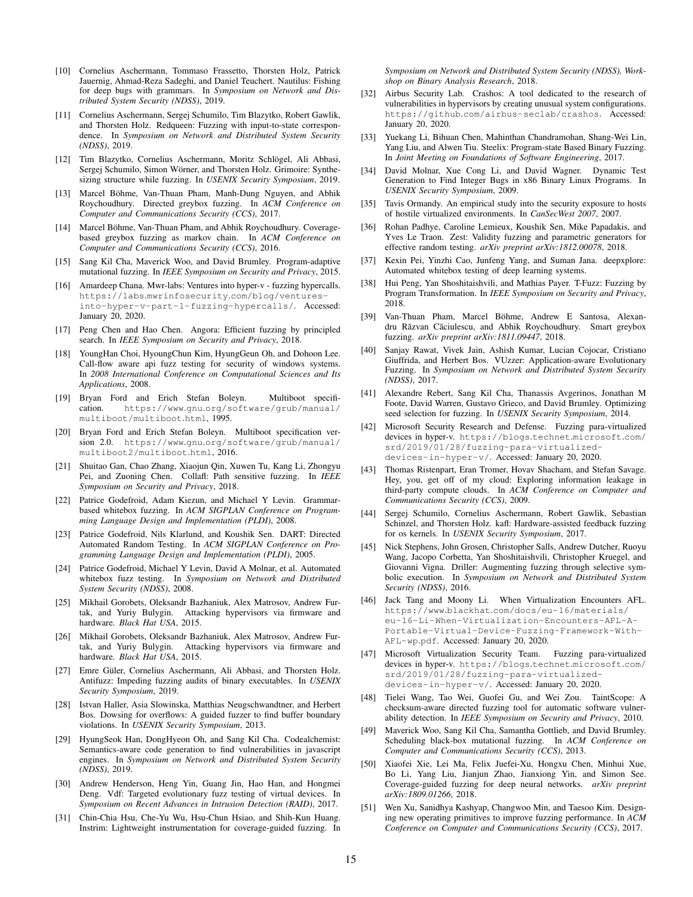[10] Cornelius Aschermann, Tommaso Frassetto, Thorsten Holz, Patrick Jauernig, Ahmad-Reza Sadeghi, and Daniel Teuchert. Nautilus: Fishing for deep bugs with grammars. In *Symposium on Network and Distributed System Security (NDSS)*, 2019.

[11] Cornelius Aschermann, Sergej Schumilo, Tim Blazytko, Robert Gawlik, and Thorsten Holz. Redqueen: Fuzzing with input-to-state correspondence. In *Symposium on Network and Distributed System Security (NDSS)*, 2019.

[12] Tim Blazytko, Cornelius Aschermann, Moritz Schlögel, Ali Abbasi, Sergej Schumilo, Simon Wörner, and Thorsten Holz. Grimoire: Synthesizing structure while fuzzing. In *USENIX Security Symposium*, 2019.

[13] Marcel Böhme, Van-Thuan Pham, Manh-Dung Nguyen, and Abhik Roychoudhury. Directed greybox fuzzing. In *ACM Conference on Computer and Communications Security (CCS)*, 2017.

[14] Marcel Böhme, Van-Thuan Pham, and Abhik Roychoudhury. Coverage-based greybox fuzzing as markov chain. In *ACM Conference on Computer and Communications Security (CCS)*, 2016.

[15] Sang Kil Cha, Maverick Woo, and David Brumley. Program-adaptive mutational fuzzing. In *IEEE Symposium on Security and Privacy*, 2015.

[16] Amardeep Chana. Mwr-labs: Ventures into hyper-v - fuzzing hypercalls. https://labs.mwrinfosecurity.com/blog/ventures-into-hyper-v-part-1-fuzzing-hypercalls/. Accessed: January 20, 2020.

[17] Peng Chen and Hao Chen. Angora: Efficient fuzzing by principled search. In *IEEE Symposium on Security and Privacy*, 2018.

[18] YoungHan Choi, HyoungChun Kim, HyungGeun Oh, and Dohoon Lee. Call-flow aware api fuzz testing for security of windows systems. In *2008 International Conference on Computational Sciences and Its Applications*, 2008.

[19] Bryan Ford and Erich Stefan Boleyn. Multiboot specification. https://www.gnu.org/software/grub/manual/multiboot/multiboot.html, 1995.

[20] Bryan Ford and Erich Stefan Boleyn. Multiboot specification version 2.0. https://www.gnu.org/software/grub/manual/multiboot2/multiboot.html, 2016.

[21] Shuitao Gan, Chao Zhang, Xiaojun Qin, Xuwen Tu, Kang Li, Zhongyu Pei, and Zuoning Chen. Collafl: Path sensitive fuzzing. In *IEEE Symposium on Security and Privacy*, 2018.

[22] Patrice Godefroid, Adam Kiezun, and Michael Y Levin. Grammar-based whitebox fuzzing. In *ACM SIGPLAN Conference on Programming Language Design and Implementation (PLDI)*, 2008.

[23] Patrice Godefroid, Nils Klarlund, and Koushik Sen. DART: Directed Automated Random Testing. In *ACM SIGPLAN Conference on Programming Language Design and Implementation (PLDI)*, 2005.

[24] Patrice Godefroid, Michael Y Levin, David A Molnar, et al. Automated whitebox fuzz testing. In *Symposium on Network and Distributed System Security (NDSS)*, 2008.

[25] Mikhail Gorobets, Oleksandr Bazhaniuk, Alex Matrosov, Andrew Furtak, and Yuriy Bulygin. Attacking hypervisors via firmware and hardware. *Black Hat USA*, 2015.

[26] Mikhail Gorobets, Oleksandr Bazhaniuk, Alex Matrosov, Andrew Furtak, and Yuriy Bulygin. Attacking hypervisors via firmware and hardware. *Black Hat USA*, 2015.

[27] Emre Güler, Cornelius Aschermann, Ali Abbasi, and Thorsten Holz. Antifuzz: Impeding fuzzing audits of binary executables. In *USENIX Security Symposium*, 2019.

[28] Istvan Haller, Asia Slowinska, Matthias Neugschwandtner, and Herbert Bos. Dowsing for overflows: A guided fuzzer to find buffer boundary violations. In *USENIX Security Symposium*, 2013.

[29] HyungSeok Han, DongHyeon Oh, and Sang Kil Cha. Codealchemist: Semantics-aware code generation to find vulnerabilities in javascript engines. In *Symposium on Network and Distributed System Security (NDSS)*, 2019.

[30] Andrew Henderson, Heng Yin, Guang Jin, Hao Han, and Hongmei Deng. Vdf: Targeted evolutionary fuzz testing of virtual devices. In *Symposium on Recent Advances in Intrusion Detection (RAID)*, 2017.

[31] Chin-Chia Hsu, Che-Yu Wu, Hsu-Chun Hsiao, and Shih-Kun Huang. Instrim: Lightweight instrumentation for coverage-guided fuzzing. In *Symposium on Network and Distributed System Security (NDSS), Workshop on Binary Analysis Research*, 2018.

[32] Airbus Security Lab. Crashos: A tool dedicated to the research of vulnerabilities in hypervisors by creating unusual system configurations. https://github.com/airbus-seclab/crashos. Accessed: January 20, 2020.

[33] Yuekang Li, Bihuan Chen, Mahinthan Chandramohan, Shang-Wei Lin, Yang Liu, and Alwen Tiu. Steelix: Program-state Based Binary Fuzzing. In *Joint Meeting on Foundations of Software Engineering*, 2017.

[34] David Molnar, Xue Cong Li, and David Wagner. Dynamic Test Generation to Find Integer Bugs in x86 Binary Linux Programs. In *USENIX Security Symposium*, 2009.

[35] Tavis Ormandy. An empirical study into the security exposure to hosts of hostile virtualized environments. In *CanSecWest 2007*, 2007.

[36] Rohan Padhye, Caroline Lemieux, Koushik Sen, Mike Papadakis, and Yves Le Traon. Zest: Validity fuzzing and parametric generators for effective random testing. *arXiv preprint arXiv:1812.00078*, 2018.

[37] Kexin Pei, Yinzhi Cao, Junfeng Yang, and Suman Jana. deepxplore: Automated whitebox testing of deep learning systems.

[38] Hui Peng, Yan Shoshitaishvili, and Mathias Payer. T-Fuzz: Fuzzing by Program Transformation. In *IEEE Symposium on Security and Privacy*, 2018.

[39] Van-Thuan Pham, Marcel Böhme, Andrew E Santosa, Alexandru Răzvan Căciulescu, and Abhik Roychoudhury. Smart greybox fuzzing. *arXiv preprint arXiv:1811.09447*, 2018.

[40] Sanjay Rawat, Vivek Jain, Ashish Kumar, Lucian Cojocar, Cristiano Giuffrida, and Herbert Bos. VUzzer: Application-aware Evolutionary Fuzzing. In *Symposium on Network and Distributed System Security (NDSS)*, 2017.

[41] Alexandre Rebert, Sang Kil Cha, Thanassis Avgerinos, Jonathan M Foote, David Warren, Gustavo Grieco, and David Brumley. Optimizing seed selection for fuzzing. In *USENIX Security Symposium*, 2014.

[42] Microsoft Security Research and Defense. Fuzzing para-virtualized devices in hyper-v. https://blogs.technet.microsoft.com/srd/2019/01/28/fuzzing-para-virtualized-devices-in-hyper-v/. Accessed: January 20, 2020.

[43] Thomas Ristenpart, Eran Tromer, Hovav Shacham, and Stefan Savage. Hey, you, get off of my cloud: Exploring information leakage in third-party compute clouds. In *ACM Conference on Computer and Communications Security (CCS)*, 2009.

[44] Sergej Schumilo, Cornelius Aschermann, Robert Gawlik, Sebastian Schinzel, and Thorsten Holz. kafl: Hardware-assisted feedback fuzzing for os kernels. In *USENIX Security Symposium*, 2017.

[45] Nick Stephens, John Grosen, Christopher Salls, Andrew Dutcher, Ruoyu Wang, Jacopo Corbetta, Yan Shoshitaishvili, Christopher Kruegel, and Giovanni Vigna. Driller: Augmenting fuzzing through selective symbolic execution. In *Symposium on Network and Distributed System Security (NDSS)*, 2016.

[46] Jack Tang and Moony Li. When Virtualization Encounters AFL. https://www.blackhat.com/docs/eu-16/materials/eu-16-Li-When-Virtualization-Encounters-AFL-A-Portable-Virtual-Device-Fuzzing-Framework-With-AFL-wp.pdf. Accessed: January 20, 2020.

[47] Microsoft Virtualization Security Team. Fuzzing para-virtualized devices in hyper-v. https://blogs.technet.microsoft.com/srd/2019/01/28/fuzzing-para-virtualized-devices-in-hyper-v/. Accessed: January 20, 2020.

[48] Tielei Wang, Tao Wei, Guofei Gu, and Wei Zou. TaintScope: A checksum-aware directed fuzzing tool for automatic software vulnerability detection. In *IEEE Symposium on Security and Privacy*, 2010.

[49] Maverick Woo, Sang Kil Cha, Samantha Gottlieb, and David Brumley. Scheduling black-box mutational fuzzing. In *ACM Conference on Computer and Communications Security (CCS)*, 2013.

[50] Xiaofei Xie, Lei Ma, Felix Juefei-Xu, Hongxu Chen, Minhui Xue, Bo Li, Yang Liu, Jianjun Zhao, Jianxiong Yin, and Simon See. Coverage-guided fuzzing for deep neural networks. *arXiv preprint arXiv:1809.01266*, 2018.

[51] Wen Xu, Sanidhya Kashyap, Changwoo Min, and Taesoo Kim. Designing new operating primitives to improve fuzzing performance. In *ACM Conference on Computer and Communications Security (CCS)*, 2017.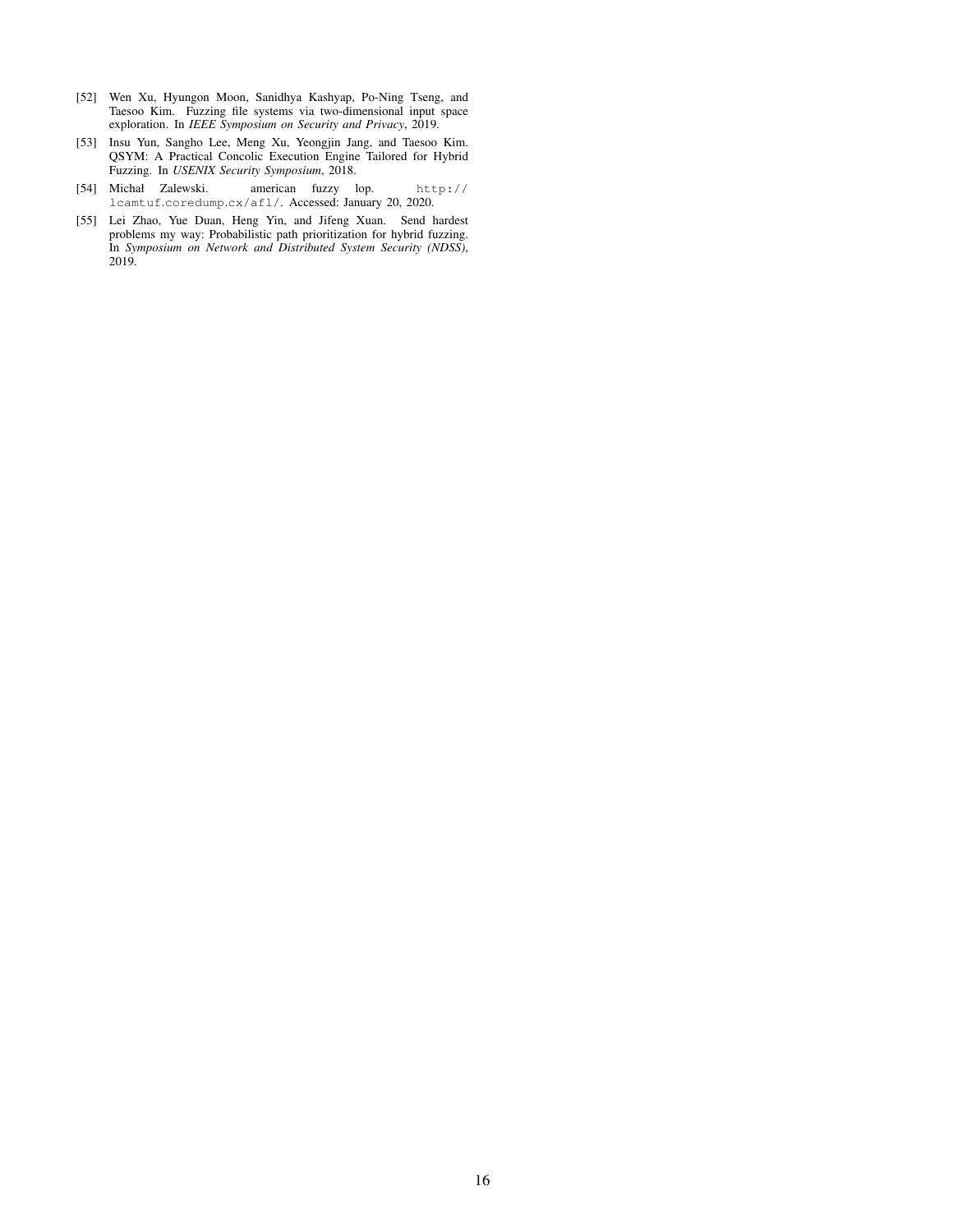[52] Wen Xu, Hyungon Moon, Sanidhya Kashyap, Po-Ning Tseng, and Taesoo Kim. Fuzzing file systems via two-dimensional input space exploration. In *IEEE Symposium on Security and Privacy*, 2019.

[53] Insu Yun, Sangho Lee, Meng Xu, Yeongjin Jang, and Taesoo Kim. QSYM: A Practical Concolic Execution Engine Tailored for Hybrid Fuzzing. In *USENIX Security Symposium*, 2018.

[54] Michał Zalewski. american fuzzy lop. `http://lcamtuf.coredump.cx/afl/`. Accessed: January 20, 2020.

[55] Lei Zhao, Yue Duan, Heng Yin, and Jifeng Xuan. Send hardest problems my way: Probabilistic path prioritization for hybrid fuzzing. In *Symposium on Network and Distributed System Security (NDSS)*, 2019.